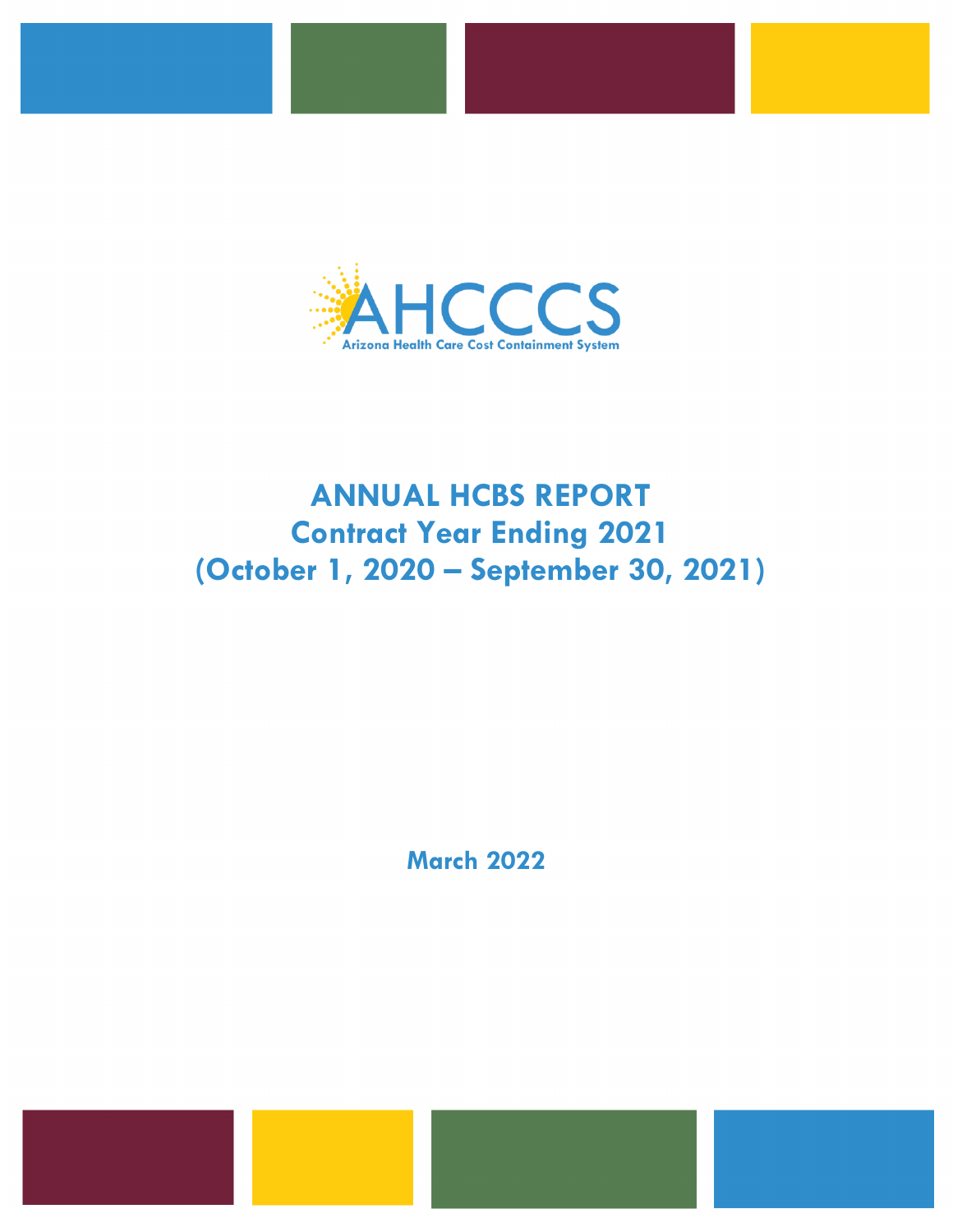AHCCCS

Arizona Health Care Cost Containment System

# ANNUAL HCBS REPORT
## Contract Year Ending 2021
## (October 1, 2020 – September 30, 2021)

**March 2022**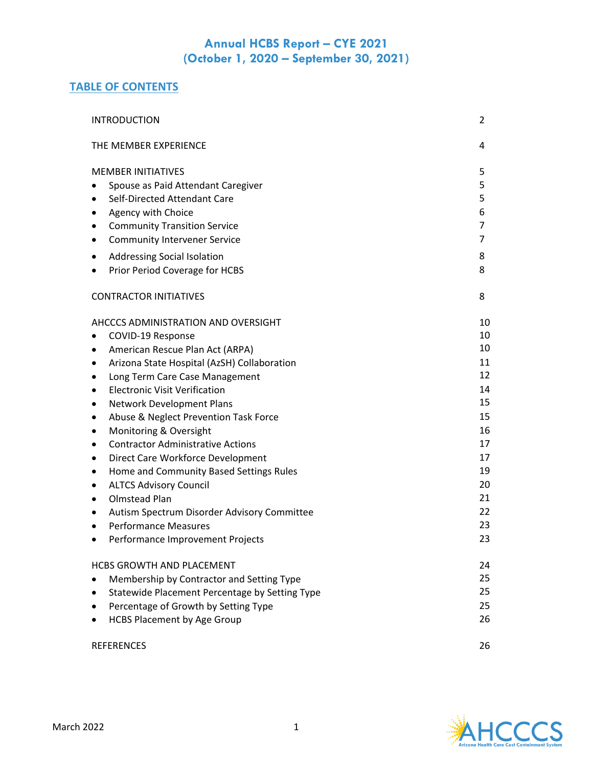# Annual HCBS Report – CYE 2021
# (October 1, 2020 – September 30, 2021)

## TABLE OF CONTENTS

| | |
|---|---|
| INTRODUCTION | 2 |
| THE MEMBER EXPERIENCE | 4 |
| MEMBER INITIATIVES | 5 |
| • Spouse as Paid Attendant Caregiver | 5 |
| • Self-Directed Attendant Care | 5 |
| • Agency with Choice | 6 |
| • Community Transition Service | 7 |
| • Community Intervener Service | 7 |
| • Addressing Social Isolation | 8 |
| • Prior Period Coverage for HCBS | 8 |
| CONTRACTOR INITIATIVES | 8 |
| AHCCCS ADMINISTRATION AND OVERSIGHT | 10 |
| • COVID-19 Response | 10 |
| • American Rescue Plan Act (ARPA) | 10 |
| • Arizona State Hospital (AzSH) Collaboration | 11 |
| • Long Term Care Case Management | 12 |
| • Electronic Visit Verification | 14 |
| • Network Development Plans | 15 |
| • Abuse & Neglect Prevention Task Force | 15 |
| • Monitoring & Oversight | 16 |
| • Contractor Administrative Actions | 17 |
| • Direct Care Workforce Development | 17 |
| • Home and Community Based Settings Rules | 19 |
| • ALTCS Advisory Council | 20 |
| • Olmstead Plan | 21 |
| • Autism Spectrum Disorder Advisory Committee | 22 |
| • Performance Measures | 23 |
| • Performance Improvement Projects | 23 |
| HCBS GROWTH AND PLACEMENT | 24 |
| • Membership by Contractor and Setting Type | 25 |
| • Statewide Placement Percentage by Setting Type | 25 |
| • Percentage of Growth by Setting Type | 25 |
| • HCBS Placement by Age Group | 26 |
| REFERENCES | 26 |

March 2022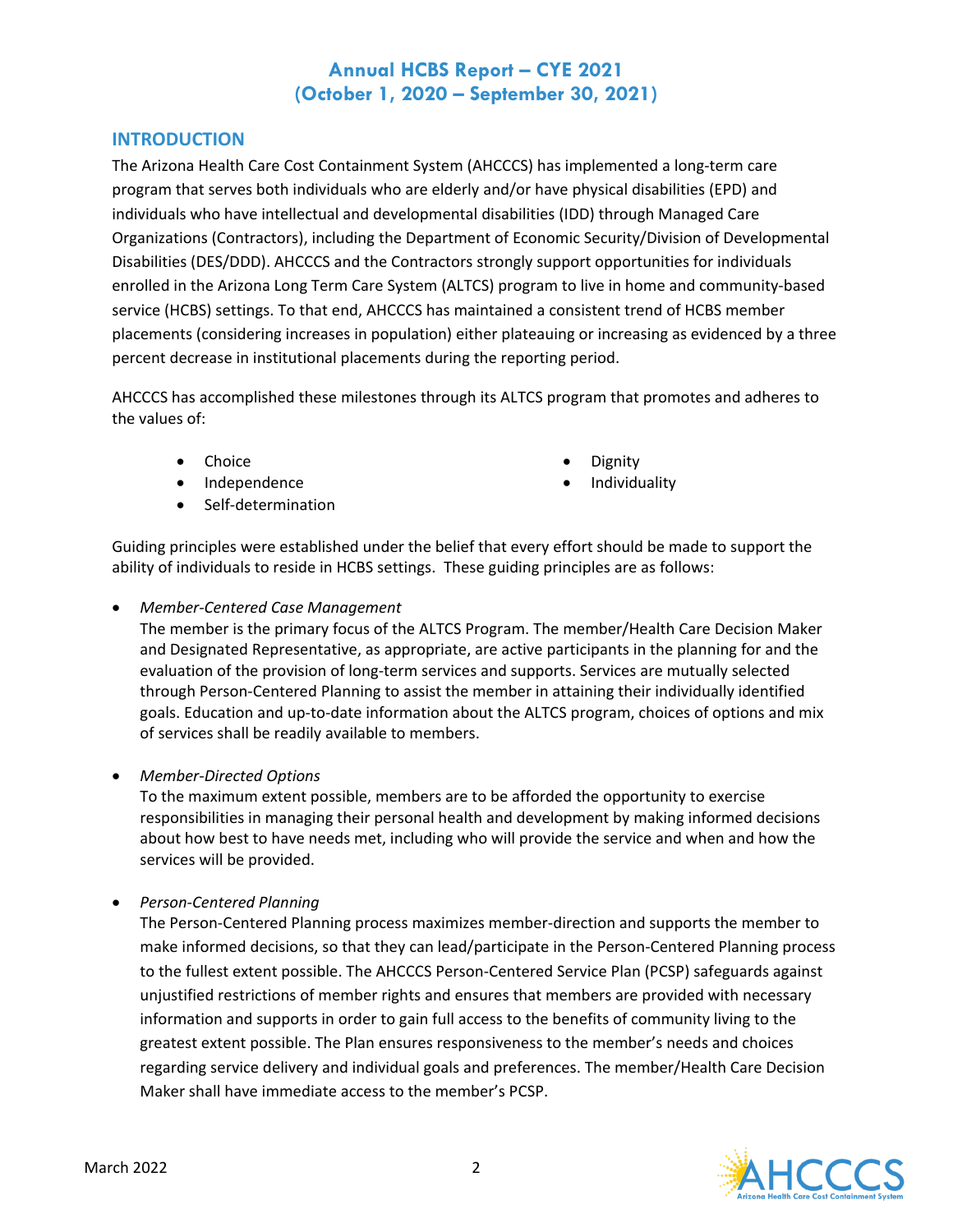# Annual HCBS Report – CYE 2021 (October 1, 2020 – September 30, 2021)

## INTRODUCTION

The Arizona Health Care Cost Containment System (AHCCCS) has implemented a long-term care program that serves both individuals who are elderly and/or have physical disabilities (EPD) and individuals who have intellectual and developmental disabilities (IDD) through Managed Care Organizations (Contractors), including the Department of Economic Security/Division of Developmental Disabilities (DES/DDD). AHCCCS and the Contractors strongly support opportunities for individuals enrolled in the Arizona Long Term Care System (ALTCS) program to live in home and community-based service (HCBS) settings. To that end, AHCCCS has maintained a consistent trend of HCBS member placements (considering increases in population) either plateauing or increasing as evidenced by a three percent decrease in institutional placements during the reporting period.

AHCCCS has accomplished these milestones through its ALTCS program that promotes and adheres to the values of:

- Choice
- Independence
- Self-determination
- Dignity
- Individuality

Guiding principles were established under the belief that every effort should be made to support the ability of individuals to reside in HCBS settings. These guiding principles are as follows:

- *Member-Centered Case Management*
  The member is the primary focus of the ALTCS Program. The member/Health Care Decision Maker and Designated Representative, as appropriate, are active participants in the planning for and the evaluation of the provision of long-term services and supports. Services are mutually selected through Person-Centered Planning to assist the member in attaining their individually identified goals. Education and up-to-date information about the ALTCS program, choices of options and mix of services shall be readily available to members.

- *Member-Directed Options*
  To the maximum extent possible, members are to be afforded the opportunity to exercise responsibilities in managing their personal health and development by making informed decisions about how best to have needs met, including who will provide the service and when and how the services will be provided.

- *Person-Centered Planning*
  The Person-Centered Planning process maximizes member-direction and supports the member to make informed decisions, so that they can lead/participate in the Person-Centered Planning process to the fullest extent possible. The AHCCCS Person-Centered Service Plan (PCSP) safeguards against unjustified restrictions of member rights and ensures that members are provided with necessary information and supports in order to gain full access to the benefits of community living to the greatest extent possible. The Plan ensures responsiveness to the member's needs and choices regarding service delivery and individual goals and preferences. The member/Health Care Decision Maker shall have immediate access to the member's PCSP.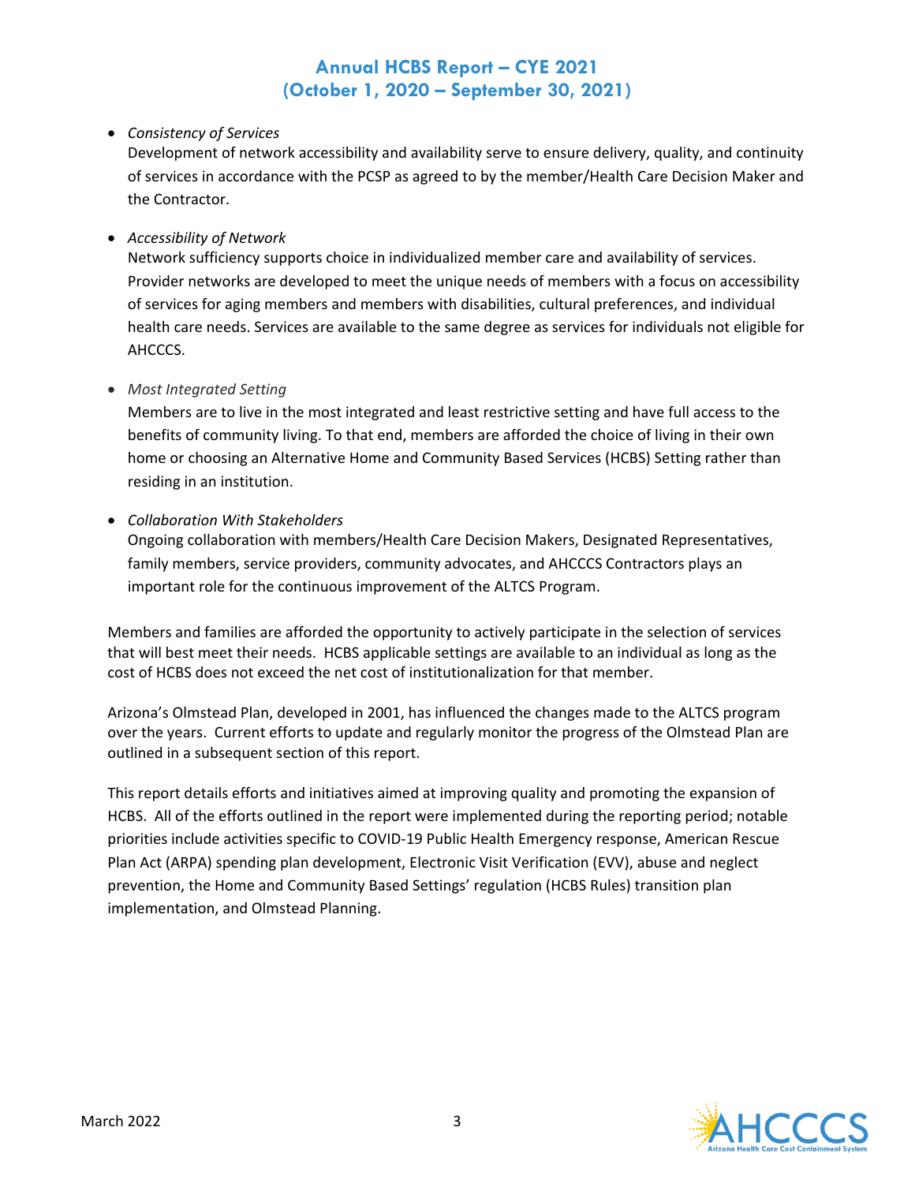- *Consistency of Services*
  Development of network accessibility and availability serve to ensure delivery, quality, and continuity of services in accordance with the PCSP as agreed to by the member/Health Care Decision Maker and the Contractor.

- *Accessibility of Network*
  Network sufficiency supports choice in individualized member care and availability of services. Provider networks are developed to meet the unique needs of members with a focus on accessibility of services for aging members and members with disabilities, cultural preferences, and individual health care needs. Services are available to the same degree as services for individuals not eligible for AHCCCS.

- *Most Integrated Setting*
  Members are to live in the most integrated and least restrictive setting and have full access to the benefits of community living. To that end, members are afforded the choice of living in their own home or choosing an Alternative Home and Community Based Services (HCBS) Setting rather than residing in an institution.

- *Collaboration With Stakeholders*
  Ongoing collaboration with members/Health Care Decision Makers, Designated Representatives, family members, service providers, community advocates, and AHCCCS Contractors plays an important role for the continuous improvement of the ALTCS Program.

Members and families are afforded the opportunity to actively participate in the selection of services that will best meet their needs. HCBS applicable settings are available to an individual as long as the cost of HCBS does not exceed the net cost of institutionalization for that member.

Arizona's Olmstead Plan, developed in 2001, has influenced the changes made to the ALTCS program over the years. Current efforts to update and regularly monitor the progress of the Olmstead Plan are outlined in a subsequent section of this report.

This report details efforts and initiatives aimed at improving quality and promoting the expansion of HCBS. All of the efforts outlined in the report were implemented during the reporting period; notable priorities include activities specific to COVID-19 Public Health Emergency response, American Rescue Plan Act (ARPA) spending plan development, Electronic Visit Verification (EVV), abuse and neglect prevention, the Home and Community Based Settings' regulation (HCBS Rules) transition plan implementation, and Olmstead Planning.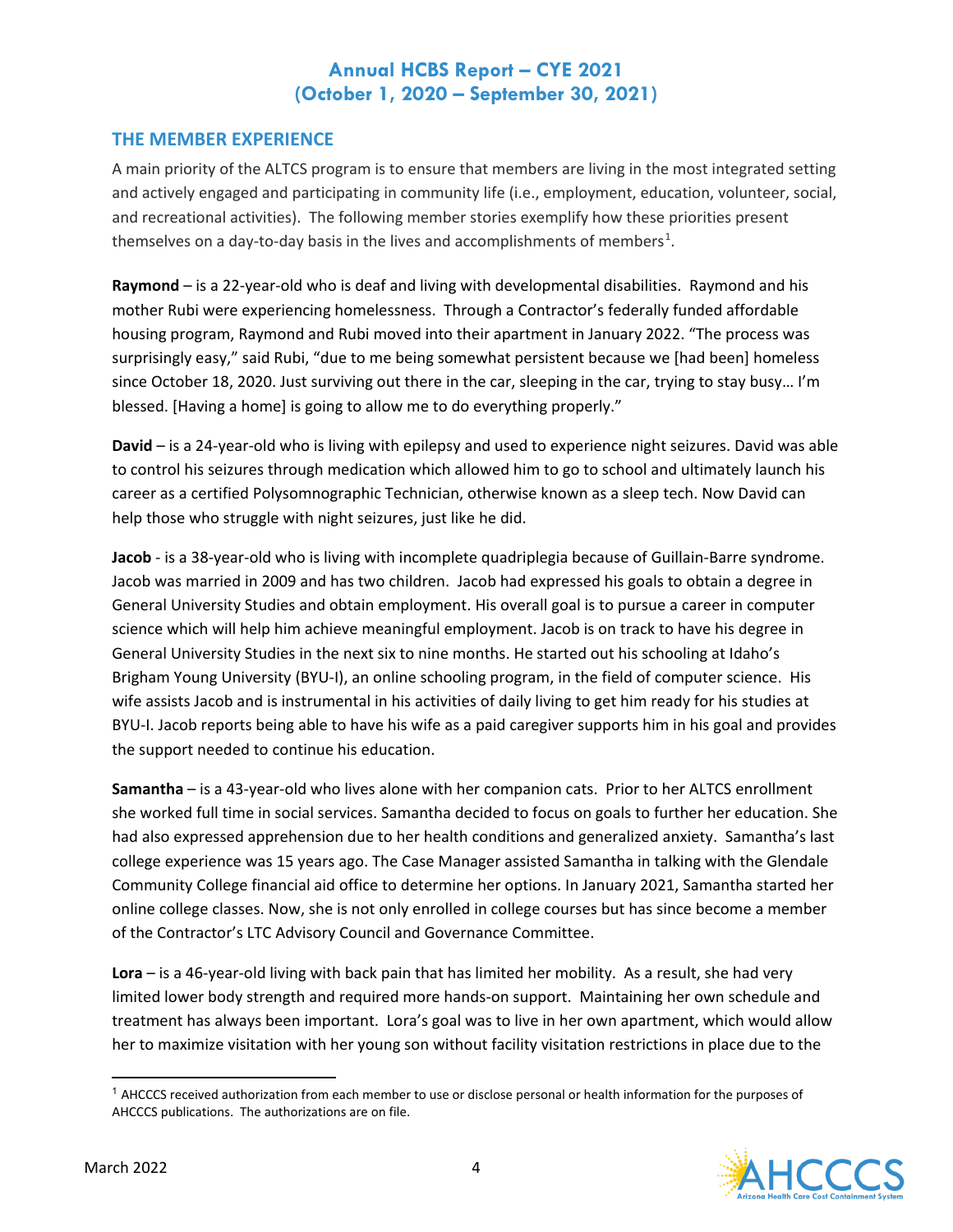## THE MEMBER EXPERIENCE

A main priority of the ALTCS program is to ensure that members are living in the most integrated setting and actively engaged and participating in community life (i.e., employment, education, volunteer, social, and recreational activities). The following member stories exemplify how these priorities present themselves on a day-to-day basis in the lives and accomplishments of members[1].

**Raymond** – is a 22-year-old who is deaf and living with developmental disabilities. Raymond and his mother Rubi were experiencing homelessness. Through a Contractor's federally funded affordable housing program, Raymond and Rubi moved into their apartment in January 2022. "The process was surprisingly easy," said Rubi, "due to me being somewhat persistent because we [had been] homeless since October 18, 2020. Just surviving out there in the car, sleeping in the car, trying to stay busy… I'm blessed. [Having a home] is going to allow me to do everything properly."

**David** – is a 24-year-old who is living with epilepsy and used to experience night seizures. David was able to control his seizures through medication which allowed him to go to school and ultimately launch his career as a certified Polysomnographic Technician, otherwise known as a sleep tech. Now David can help those who struggle with night seizures, just like he did.

**Jacob** - is a 38-year-old who is living with incomplete quadriplegia because of Guillain-Barre syndrome. Jacob was married in 2009 and has two children. Jacob had expressed his goals to obtain a degree in General University Studies and obtain employment. His overall goal is to pursue a career in computer science which will help him achieve meaningful employment. Jacob is on track to have his degree in General University Studies in the next six to nine months. He started out his schooling at Idaho's Brigham Young University (BYU-I), an online schooling program, in the field of computer science. His wife assists Jacob and is instrumental in his activities of daily living to get him ready for his studies at BYU-I. Jacob reports being able to have his wife as a paid caregiver supports him in his goal and provides the support needed to continue his education.

**Samantha** – is a 43-year-old who lives alone with her companion cats. Prior to her ALTCS enrollment she worked full time in social services. Samantha decided to focus on goals to further her education. She had also expressed apprehension due to her health conditions and generalized anxiety. Samantha's last college experience was 15 years ago. The Case Manager assisted Samantha in talking with the Glendale Community College financial aid office to determine her options. In January 2021, Samantha started her online college classes. Now, she is not only enrolled in college courses but has since become a member of the Contractor's LTC Advisory Council and Governance Committee.

**Lora** – is a 46-year-old living with back pain that has limited her mobility. As a result, she had very limited lower body strength and required more hands-on support. Maintaining her own schedule and treatment has always been important. Lora's goal was to live in her own apartment, which would allow her to maximize visitation with her young son without facility visitation restrictions in place due to the

---

[1] AHCCCS received authorization from each member to use or disclose personal or health information for the purposes of AHCCCS publications. The authorizations are on file.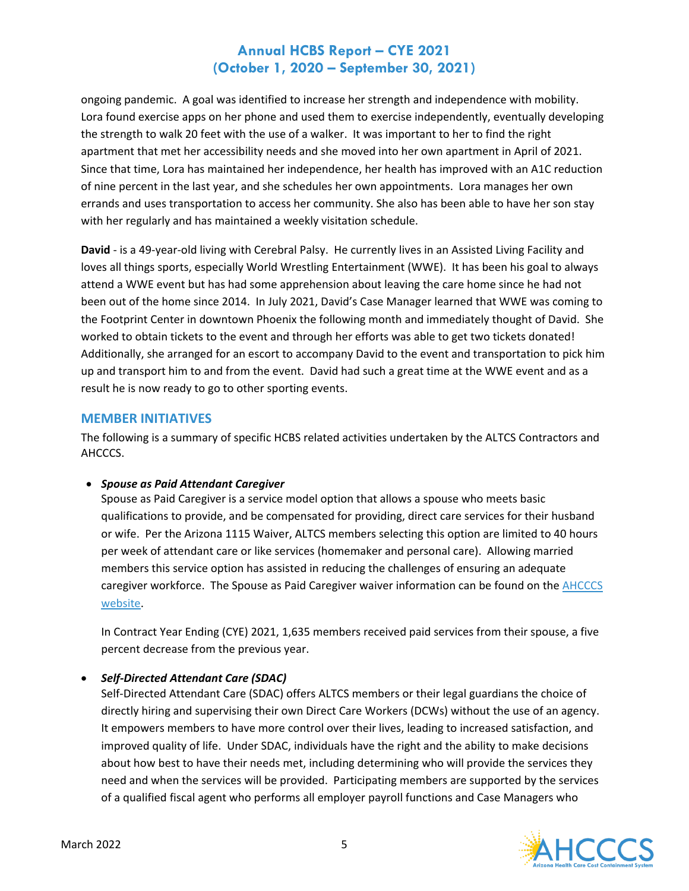ongoing pandemic. A goal was identified to increase her strength and independence with mobility. Lora found exercise apps on her phone and used them to exercise independently, eventually developing the strength to walk 20 feet with the use of a walker. It was important to her to find the right apartment that met her accessibility needs and she moved into her own apartment in April of 2021. Since that time, Lora has maintained her independence, her health has improved with an A1C reduction of nine percent in the last year, and she schedules her own appointments. Lora manages her own errands and uses transportation to access her community. She also has been able to have her son stay with her regularly and has maintained a weekly visitation schedule.

**David** - is a 49-year-old living with Cerebral Palsy. He currently lives in an Assisted Living Facility and loves all things sports, especially World Wrestling Entertainment (WWE). It has been his goal to always attend a WWE event but has had some apprehension about leaving the care home since he had not been out of the home since 2014. In July 2021, David's Case Manager learned that WWE was coming to the Footprint Center in downtown Phoenix the following month and immediately thought of David. She worked to obtain tickets to the event and through her efforts was able to get two tickets donated! Additionally, she arranged for an escort to accompany David to the event and transportation to pick him up and transport him to and from the event. David had such a great time at the WWE event and as a result he is now ready to go to other sporting events.

## MEMBER INITIATIVES

The following is a summary of specific HCBS related activities undertaken by the ALTCS Contractors and AHCCCS.

- ***Spouse as Paid Attendant Caregiver***

  Spouse as Paid Caregiver is a service model option that allows a spouse who meets basic qualifications to provide, and be compensated for providing, direct care services for their husband or wife. Per the Arizona 1115 Waiver, ALTCS members selecting this option are limited to 40 hours per week of attendant care or like services (homemaker and personal care). Allowing married members this service option has assisted in reducing the challenges of ensuring an adequate caregiver workforce. The Spouse as Paid Caregiver waiver information can be found on the AHCCCS website.

  In Contract Year Ending (CYE) 2021, 1,635 members received paid services from their spouse, a five percent decrease from the previous year.

- ***Self-Directed Attendant Care (SDAC)***

  Self-Directed Attendant Care (SDAC) offers ALTCS members or their legal guardians the choice of directly hiring and supervising their own Direct Care Workers (DCWs) without the use of an agency. It empowers members to have more control over their lives, leading to increased satisfaction, and improved quality of life. Under SDAC, individuals have the right and the ability to make decisions about how best to have their needs met, including determining who will provide the services they need and when the services will be provided. Participating members are supported by the services of a qualified fiscal agent who performs all employer payroll functions and Case Managers who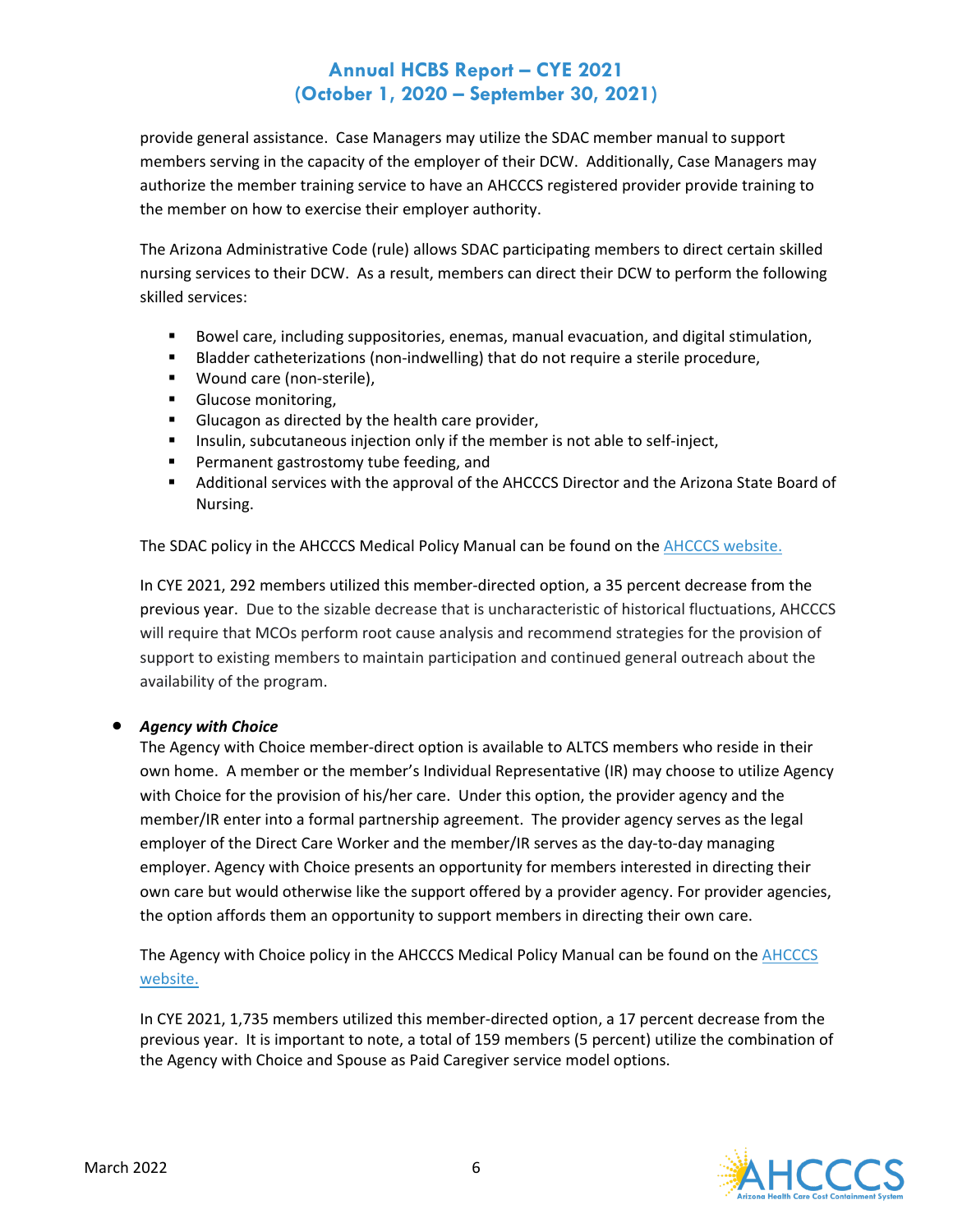provide general assistance. Case Managers may utilize the SDAC member manual to support members serving in the capacity of the employer of their DCW. Additionally, Case Managers may authorize the member training service to have an AHCCCS registered provider provide training to the member on how to exercise their employer authority.

The Arizona Administrative Code (rule) allows SDAC participating members to direct certain skilled nursing services to their DCW. As a result, members can direct their DCW to perform the following skilled services:

- Bowel care, including suppositories, enemas, manual evacuation, and digital stimulation,
- Bladder catheterizations (non-indwelling) that do not require a sterile procedure,
- Wound care (non-sterile),
- Glucose monitoring,
- Glucagon as directed by the health care provider,
- Insulin, subcutaneous injection only if the member is not able to self-inject,
- Permanent gastrostomy tube feeding, and
- Additional services with the approval of the AHCCCS Director and the Arizona State Board of Nursing.

The SDAC policy in the AHCCCS Medical Policy Manual can be found on the AHCCCS website.

In CYE 2021, 292 members utilized this member-directed option, a 35 percent decrease from the previous year. Due to the sizable decrease that is uncharacteristic of historical fluctuations, AHCCCS will require that MCOs perform root cause analysis and recommend strategies for the provision of support to existing members to maintain participation and continued general outreach about the availability of the program.

- ***Agency with Choice***

  The Agency with Choice member-direct option is available to ALTCS members who reside in their own home. A member or the member's Individual Representative (IR) may choose to utilize Agency with Choice for the provision of his/her care. Under this option, the provider agency and the member/IR enter into a formal partnership agreement. The provider agency serves as the legal employer of the Direct Care Worker and the member/IR serves as the day-to-day managing employer. Agency with Choice presents an opportunity for members interested in directing their own care but would otherwise like the support offered by a provider agency. For provider agencies, the option affords them an opportunity to support members in directing their own care.

  The Agency with Choice policy in the AHCCCS Medical Policy Manual can be found on the AHCCCS website.

  In CYE 2021, 1,735 members utilized this member-directed option, a 17 percent decrease from the previous year. It is important to note, a total of 159 members (5 percent) utilize the combination of the Agency with Choice and Spouse as Paid Caregiver service model options.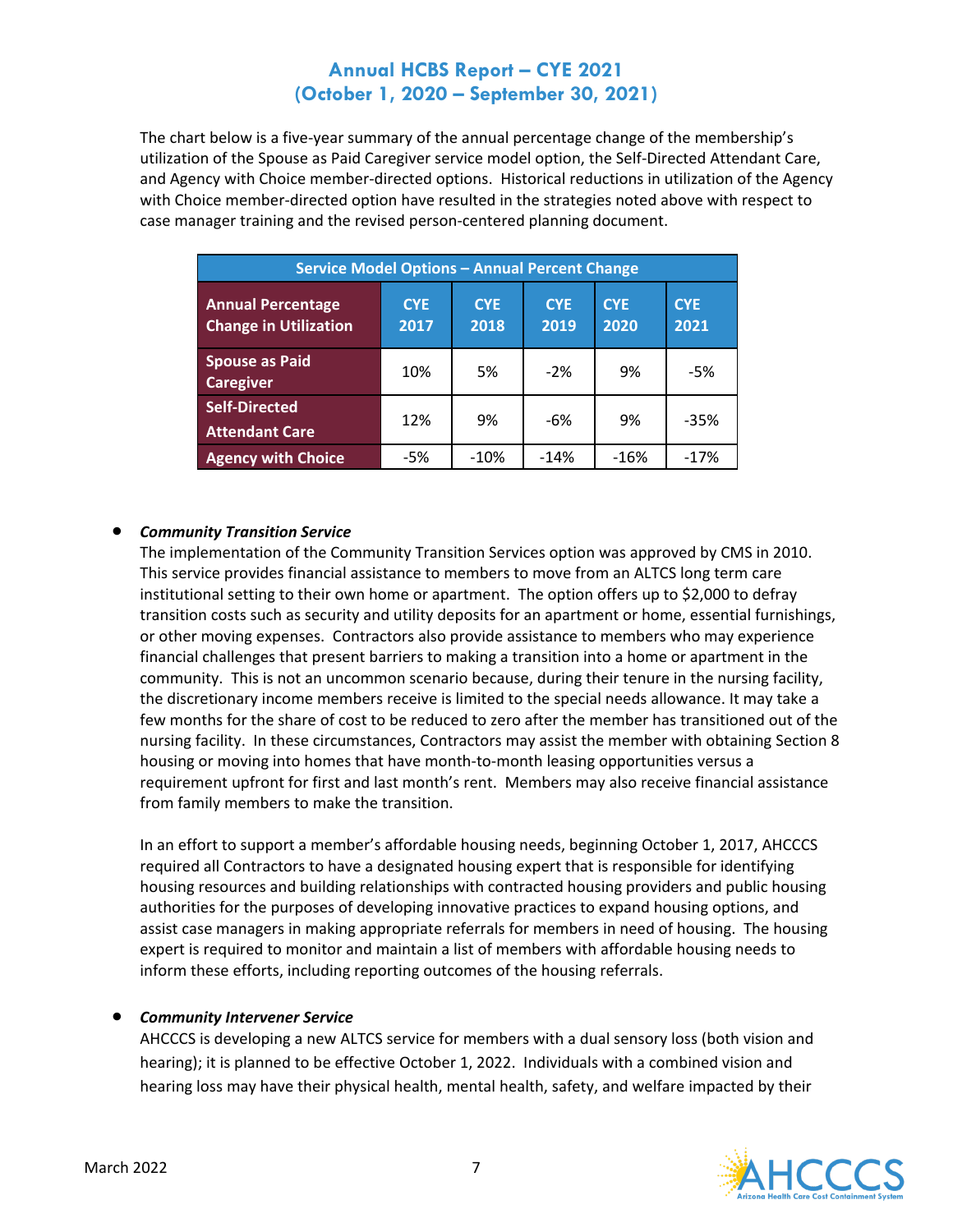# Annual HCBS Report – CYE 2021 (October 1, 2020 – September 30, 2021)

The chart below is a five-year summary of the annual percentage change of the membership's utilization of the Spouse as Paid Caregiver service model option, the Self-Directed Attendant Care, and Agency with Choice member-directed options. Historical reductions in utilization of the Agency with Choice member-directed option have resulted in the strategies noted above with respect to case manager training and the revised person-centered planning document.

| Service Model Options – Annual Percent Change | | | | | |
|---|---|---|---|---|---|
| **Annual Percentage Change in Utilization** | **CYE 2017** | **CYE 2018** | **CYE 2019** | **CYE 2020** | **CYE 2021** |
| **Spouse as Paid Caregiver** | 10% | 5% | -2% | 9% | -5% |
| **Self-Directed Attendant Care** | 12% | 9% | -6% | 9% | -35% |
| **Agency with Choice** | -5% | -10% | -14% | -16% | -17% |

- ***Community Transition Service***
  The implementation of the Community Transition Services option was approved by CMS in 2010. This service provides financial assistance to members to move from an ALTCS long term care institutional setting to their own home or apartment. The option offers up to $2,000 to defray transition costs such as security and utility deposits for an apartment or home, essential furnishings, or other moving expenses. Contractors also provide assistance to members who may experience financial challenges that present barriers to making a transition into a home or apartment in the community. This is not an uncommon scenario because, during their tenure in the nursing facility, the discretionary income members receive is limited to the special needs allowance. It may take a few months for the share of cost to be reduced to zero after the member has transitioned out of the nursing facility. In these circumstances, Contractors may assist the member with obtaining Section 8 housing or moving into homes that have month-to-month leasing opportunities versus a requirement upfront for first and last month's rent. Members may also receive financial assistance from family members to make the transition.

  In an effort to support a member's affordable housing needs, beginning October 1, 2017, AHCCCS required all Contractors to have a designated housing expert that is responsible for identifying housing resources and building relationships with contracted housing providers and public housing authorities for the purposes of developing innovative practices to expand housing options, and assist case managers in making appropriate referrals for members in need of housing. The housing expert is required to monitor and maintain a list of members with affordable housing needs to inform these efforts, including reporting outcomes of the housing referrals.

- ***Community Intervener Service***
  AHCCCS is developing a new ALTCS service for members with a dual sensory loss (both vision and hearing); it is planned to be effective October 1, 2022. Individuals with a combined vision and hearing loss may have their physical health, mental health, safety, and welfare impacted by their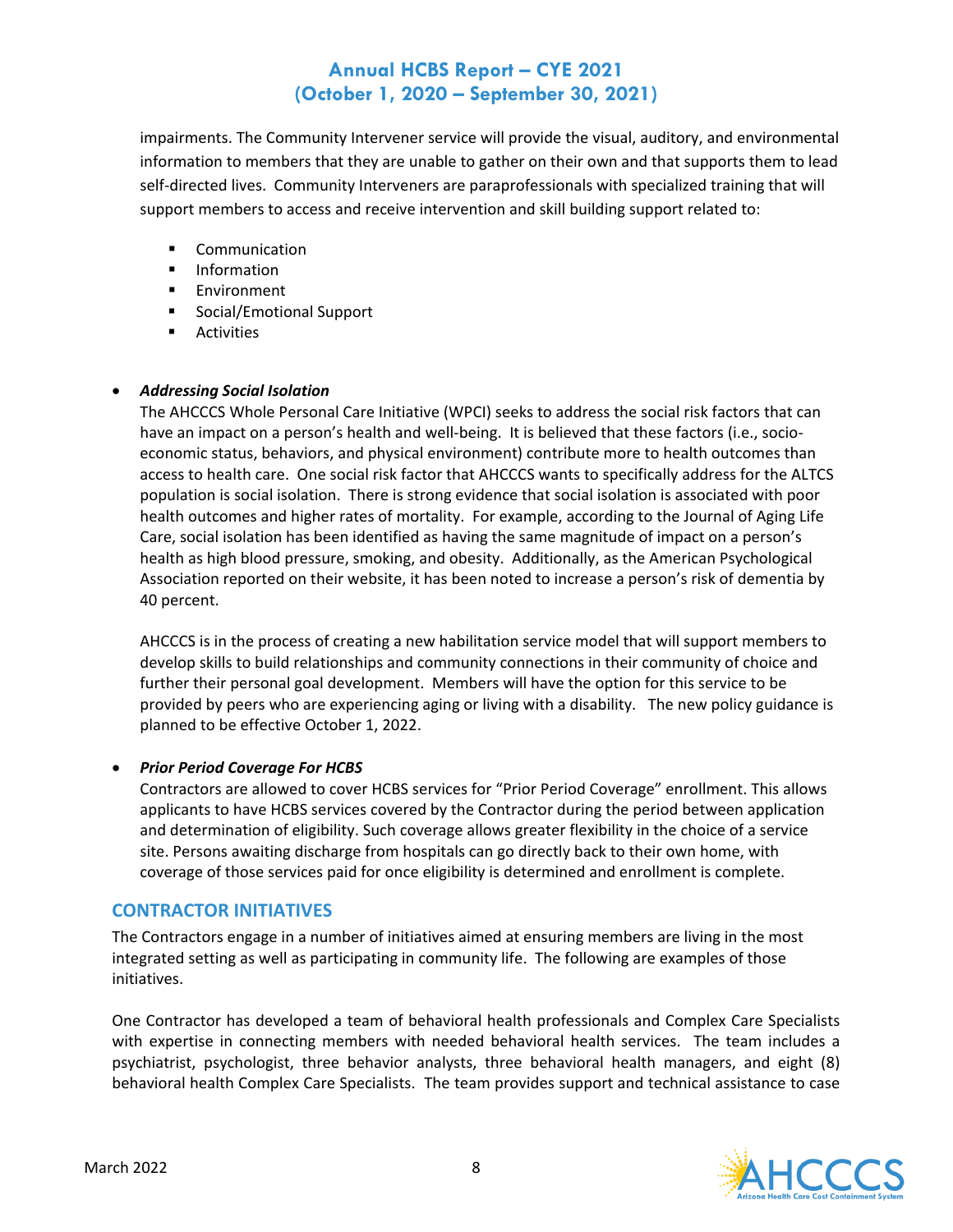impairments. The Community Intervener service will provide the visual, auditory, and environmental information to members that they are unable to gather on their own and that supports them to lead self-directed lives. Community Interveners are paraprofessionals with specialized training that will support members to access and receive intervention and skill building support related to:

- Communication
- Information
- Environment
- Social/Emotional Support
- Activities

- ***Addressing Social Isolation***

  The AHCCCS Whole Personal Care Initiative (WPCI) seeks to address the social risk factors that can have an impact on a person's health and well-being. It is believed that these factors (i.e., socio-economic status, behaviors, and physical environment) contribute more to health outcomes than access to health care. One social risk factor that AHCCCS wants to specifically address for the ALTCS population is social isolation. There is strong evidence that social isolation is associated with poor health outcomes and higher rates of mortality. For example, according to the Journal of Aging Life Care, social isolation has been identified as having the same magnitude of impact on a person's health as high blood pressure, smoking, and obesity. Additionally, as the American Psychological Association reported on their website, it has been noted to increase a person's risk of dementia by 40 percent.

  AHCCCS is in the process of creating a new habilitation service model that will support members to develop skills to build relationships and community connections in their community of choice and further their personal goal development. Members will have the option for this service to be provided by peers who are experiencing aging or living with a disability. The new policy guidance is planned to be effective October 1, 2022.

- ***Prior Period Coverage For HCBS***

  Contractors are allowed to cover HCBS services for "Prior Period Coverage" enrollment. This allows applicants to have HCBS services covered by the Contractor during the period between application and determination of eligibility. Such coverage allows greater flexibility in the choice of a service site. Persons awaiting discharge from hospitals can go directly back to their own home, with coverage of those services paid for once eligibility is determined and enrollment is complete.

## CONTRACTOR INITIATIVES

The Contractors engage in a number of initiatives aimed at ensuring members are living in the most integrated setting as well as participating in community life. The following are examples of those initiatives.

One Contractor has developed a team of behavioral health professionals and Complex Care Specialists with expertise in connecting members with needed behavioral health services. The team includes a psychiatrist, psychologist, three behavior analysts, three behavioral health managers, and eight (8) behavioral health Complex Care Specialists. The team provides support and technical assistance to case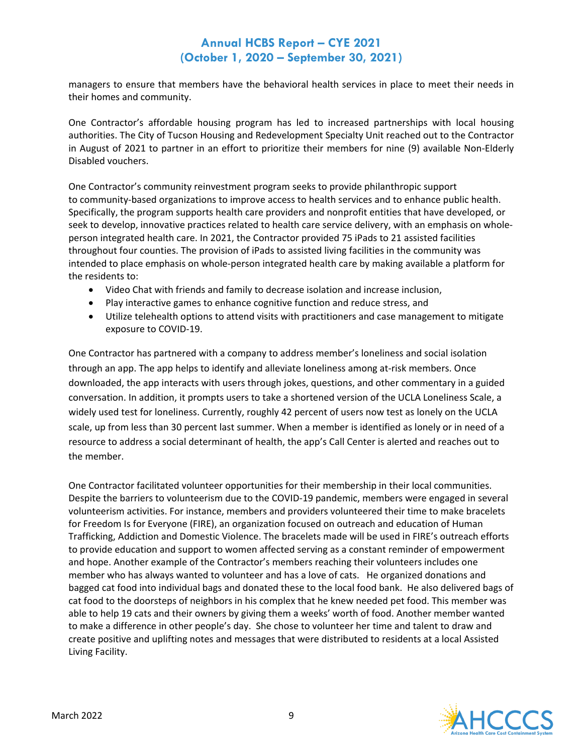managers to ensure that members have the behavioral health services in place to meet their needs in their homes and community.

One Contractor's affordable housing program has led to increased partnerships with local housing authorities. The City of Tucson Housing and Redevelopment Specialty Unit reached out to the Contractor in August of 2021 to partner in an effort to prioritize their members for nine (9) available Non-Elderly Disabled vouchers.

One Contractor's community reinvestment program seeks to provide philanthropic support to community-based organizations to improve access to health services and to enhance public health. Specifically, the program supports health care providers and nonprofit entities that have developed, or seek to develop, innovative practices related to health care service delivery, with an emphasis on whole-person integrated health care. In 2021, the Contractor provided 75 iPads to 21 assisted facilities throughout four counties. The provision of iPads to assisted living facilities in the community was intended to place emphasis on whole-person integrated health care by making available a platform for the residents to:

- Video Chat with friends and family to decrease isolation and increase inclusion,
- Play interactive games to enhance cognitive function and reduce stress, and
- Utilize telehealth options to attend visits with practitioners and case management to mitigate exposure to COVID-19.

One Contractor has partnered with a company to address member's loneliness and social isolation through an app. The app helps to identify and alleviate loneliness among at-risk members. Once downloaded, the app interacts with users through jokes, questions, and other commentary in a guided conversation. In addition, it prompts users to take a shortened version of the UCLA Loneliness Scale, a widely used test for loneliness. Currently, roughly 42 percent of users now test as lonely on the UCLA scale, up from less than 30 percent last summer. When a member is identified as lonely or in need of a resource to address a social determinant of health, the app's Call Center is alerted and reaches out to the member.

One Contractor facilitated volunteer opportunities for their membership in their local communities. Despite the barriers to volunteerism due to the COVID-19 pandemic, members were engaged in several volunteerism activities. For instance, members and providers volunteered their time to make bracelets for Freedom Is for Everyone (FIRE), an organization focused on outreach and education of Human Trafficking, Addiction and Domestic Violence. The bracelets made will be used in FIRE's outreach efforts to provide education and support to women affected serving as a constant reminder of empowerment and hope. Another example of the Contractor's members reaching their volunteers includes one member who has always wanted to volunteer and has a love of cats. He organized donations and bagged cat food into individual bags and donated these to the local food bank. He also delivered bags of cat food to the doorsteps of neighbors in his complex that he knew needed pet food. This member was able to help 19 cats and their owners by giving them a weeks' worth of food. Another member wanted to make a difference in other people's day. She chose to volunteer her time and talent to draw and create positive and uplifting notes and messages that were distributed to residents at a local Assisted Living Facility.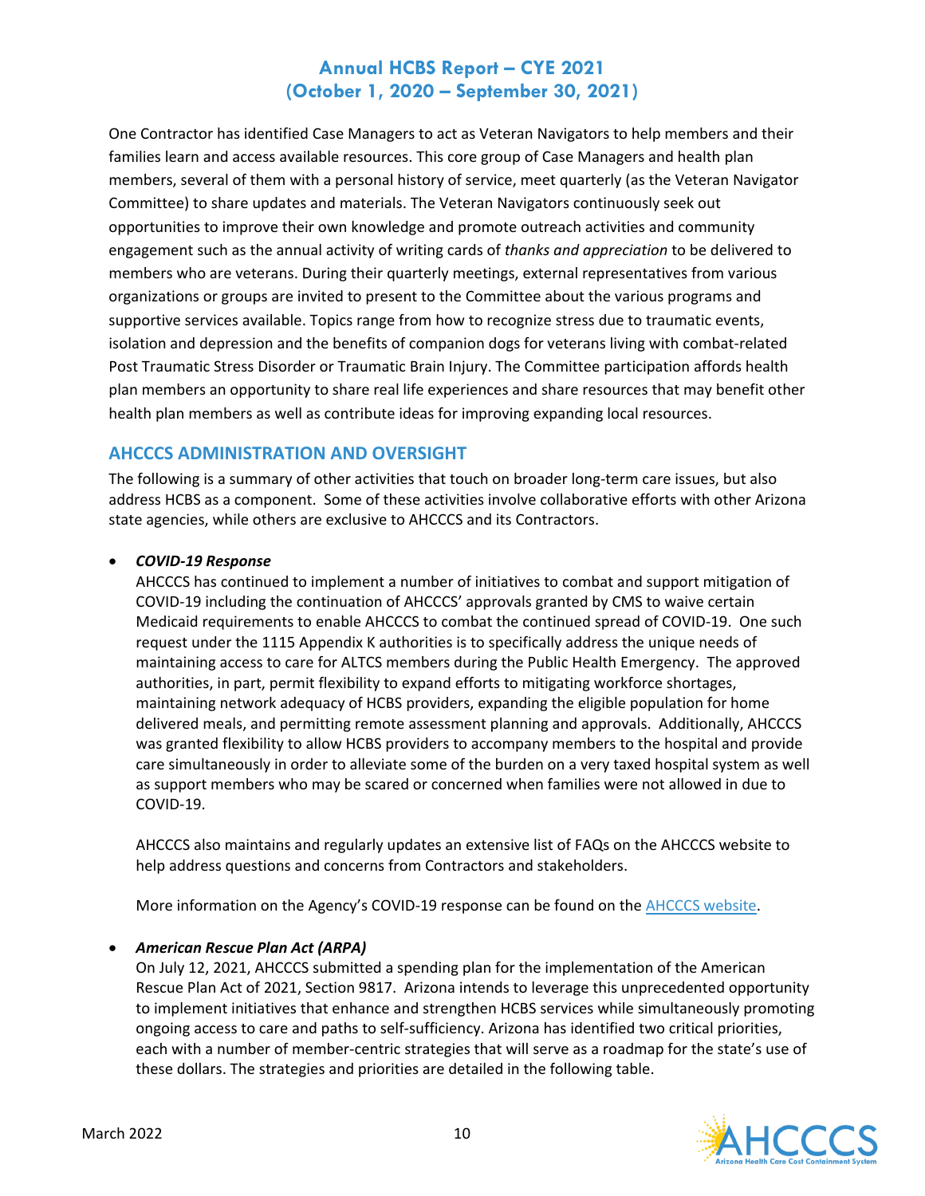One Contractor has identified Case Managers to act as Veteran Navigators to help members and their families learn and access available resources. This core group of Case Managers and health plan members, several of them with a personal history of service, meet quarterly (as the Veteran Navigator Committee) to share updates and materials. The Veteran Navigators continuously seek out opportunities to improve their own knowledge and promote outreach activities and community engagement such as the annual activity of writing cards of *thanks and appreciation* to be delivered to members who are veterans. During their quarterly meetings, external representatives from various organizations or groups are invited to present to the Committee about the various programs and supportive services available. Topics range from how to recognize stress due to traumatic events, isolation and depression and the benefits of companion dogs for veterans living with combat-related Post Traumatic Stress Disorder or Traumatic Brain Injury. The Committee participation affords health plan members an opportunity to share real life experiences and share resources that may benefit other health plan members as well as contribute ideas for improving expanding local resources.

## AHCCCS ADMINISTRATION AND OVERSIGHT

The following is a summary of other activities that touch on broader long-term care issues, but also address HCBS as a component. Some of these activities involve collaborative efforts with other Arizona state agencies, while others are exclusive to AHCCCS and its Contractors.

- ***COVID-19 Response***

  AHCCCS has continued to implement a number of initiatives to combat and support mitigation of COVID-19 including the continuation of AHCCCS' approvals granted by CMS to waive certain Medicaid requirements to enable AHCCCS to combat the continued spread of COVID-19. One such request under the 1115 Appendix K authorities is to specifically address the unique needs of maintaining access to care for ALTCS members during the Public Health Emergency. The approved authorities, in part, permit flexibility to expand efforts to mitigating workforce shortages, maintaining network adequacy of HCBS providers, expanding the eligible population for home delivered meals, and permitting remote assessment planning and approvals. Additionally, AHCCCS was granted flexibility to allow HCBS providers to accompany members to the hospital and provide care simultaneously in order to alleviate some of the burden on a very taxed hospital system as well as support members who may be scared or concerned when families were not allowed in due to COVID-19.

  AHCCCS also maintains and regularly updates an extensive list of FAQs on the AHCCCS website to help address questions and concerns from Contractors and stakeholders.

  More information on the Agency's COVID-19 response can be found on the AHCCCS website.

- ***American Rescue Plan Act (ARPA)***

  On July 12, 2021, AHCCCS submitted a spending plan for the implementation of the American Rescue Plan Act of 2021, Section 9817. Arizona intends to leverage this unprecedented opportunity to implement initiatives that enhance and strengthen HCBS services while simultaneously promoting ongoing access to care and paths to self-sufficiency. Arizona has identified two critical priorities, each with a number of member-centric strategies that will serve as a roadmap for the state's use of these dollars. The strategies and priorities are detailed in the following table.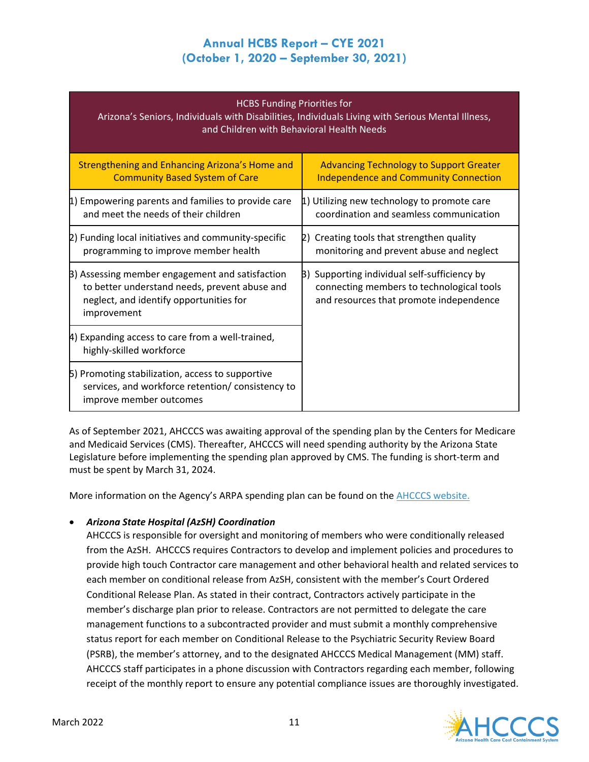| HCBS Funding Priorities for Arizona's Seniors, Individuals with Disabilities, Individuals Living with Serious Mental Illness, and Children with Behavioral Health Needs | |
|---|---|
| Strengthening and Enhancing Arizona's Home and Community Based System of Care | Advancing Technology to Support Greater Independence and Community Connection |
| 1) Empowering parents and families to provide care and meet the needs of their children | 1) Utilizing new technology to promote care coordination and seamless communication |
| 2) Funding local initiatives and community-specific programming to improve member health | 2) Creating tools that strengthen quality monitoring and prevent abuse and neglect |
| 3) Assessing member engagement and satisfaction to better understand needs, prevent abuse and neglect, and identify opportunities for improvement | 3) Supporting individual self-sufficiency by connecting members to technological tools and resources that promote independence |
| 4) Expanding access to care from a well-trained, highly-skilled workforce | |
| 5) Promoting stabilization, access to supportive services, and workforce retention/ consistency to improve member outcomes | |

As of September 2021, AHCCCS was awaiting approval of the spending plan by the Centers for Medicare and Medicaid Services (CMS). Thereafter, AHCCCS will need spending authority by the Arizona State Legislature before implementing the spending plan approved by CMS. The funding is short-term and must be spent by March 31, 2024.

More information on the Agency's ARPA spending plan can be found on the AHCCCS website.

- ***Arizona State Hospital (AzSH) Coordination***
  AHCCCS is responsible for oversight and monitoring of members who were conditionally released from the AzSH. AHCCCS requires Contractors to develop and implement policies and procedures to provide high touch Contractor care management and other behavioral health and related services to each member on conditional release from AzSH, consistent with the member's Court Ordered Conditional Release Plan. As stated in their contract, Contractors actively participate in the member's discharge plan prior to release. Contractors are not permitted to delegate the care management functions to a subcontracted provider and must submit a monthly comprehensive status report for each member on Conditional Release to the Psychiatric Security Review Board (PSRB), the member's attorney, and to the designated AHCCCS Medical Management (MM) staff. AHCCCS staff participates in a phone discussion with Contractors regarding each member, following receipt of the monthly report to ensure any potential compliance issues are thoroughly investigated.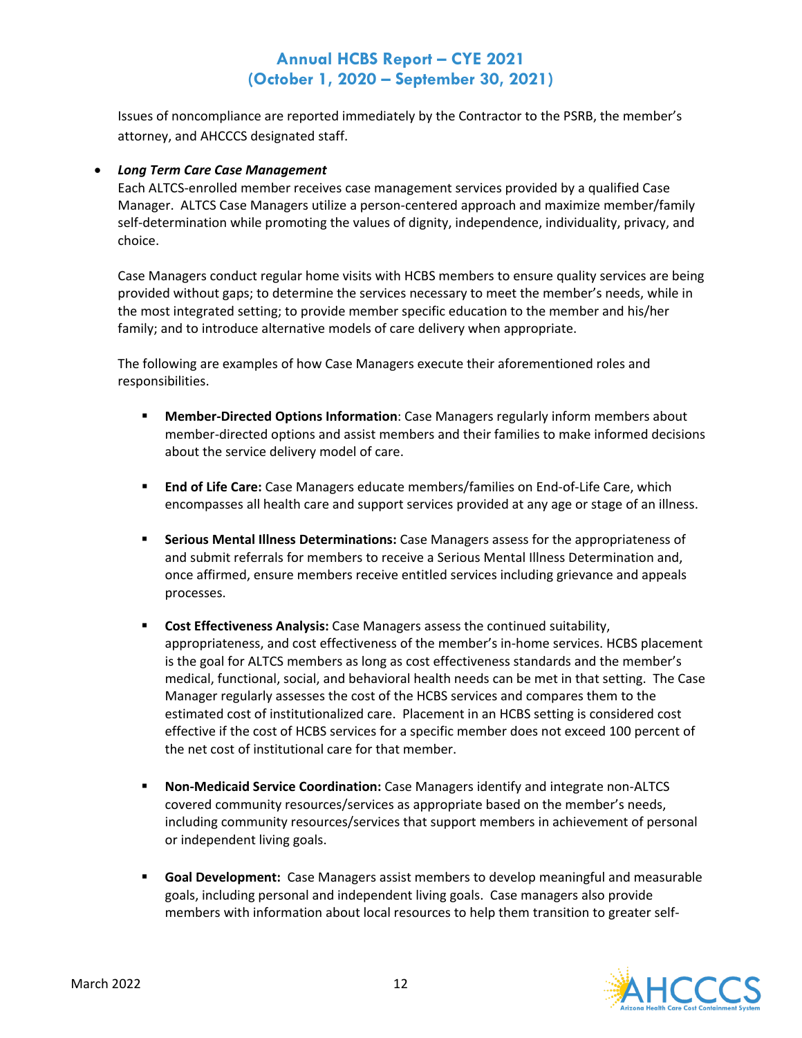Issues of noncompliance are reported immediately by the Contractor to the PSRB, the member's attorney, and AHCCCS designated staff.

- ***Long Term Care Case Management***

  Each ALTCS-enrolled member receives case management services provided by a qualified Case Manager. ALTCS Case Managers utilize a person-centered approach and maximize member/family self-determination while promoting the values of dignity, independence, individuality, privacy, and choice.

  Case Managers conduct regular home visits with HCBS members to ensure quality services are being provided without gaps; to determine the services necessary to meet the member's needs, while in the most integrated setting; to provide member specific education to the member and his/her family; and to introduce alternative models of care delivery when appropriate.

  The following are examples of how Case Managers execute their aforementioned roles and responsibilities.

  - **Member-Directed Options Information**: Case Managers regularly inform members about member-directed options and assist members and their families to make informed decisions about the service delivery model of care.

  - **End of Life Care:** Case Managers educate members/families on End-of-Life Care, which encompasses all health care and support services provided at any age or stage of an illness.

  - **Serious Mental Illness Determinations:** Case Managers assess for the appropriateness of and submit referrals for members to receive a Serious Mental Illness Determination and, once affirmed, ensure members receive entitled services including grievance and appeals processes.

  - **Cost Effectiveness Analysis:** Case Managers assess the continued suitability, appropriateness, and cost effectiveness of the member's in-home services. HCBS placement is the goal for ALTCS members as long as cost effectiveness standards and the member's medical, functional, social, and behavioral health needs can be met in that setting. The Case Manager regularly assesses the cost of the HCBS services and compares them to the estimated cost of institutionalized care. Placement in an HCBS setting is considered cost effective if the cost of HCBS services for a specific member does not exceed 100 percent of the net cost of institutional care for that member.

  - **Non-Medicaid Service Coordination:** Case Managers identify and integrate non-ALTCS covered community resources/services as appropriate based on the member's needs, including community resources/services that support members in achievement of personal or independent living goals.

  - **Goal Development:** Case Managers assist members to develop meaningful and measurable goals, including personal and independent living goals. Case managers also provide members with information about local resources to help them transition to greater self-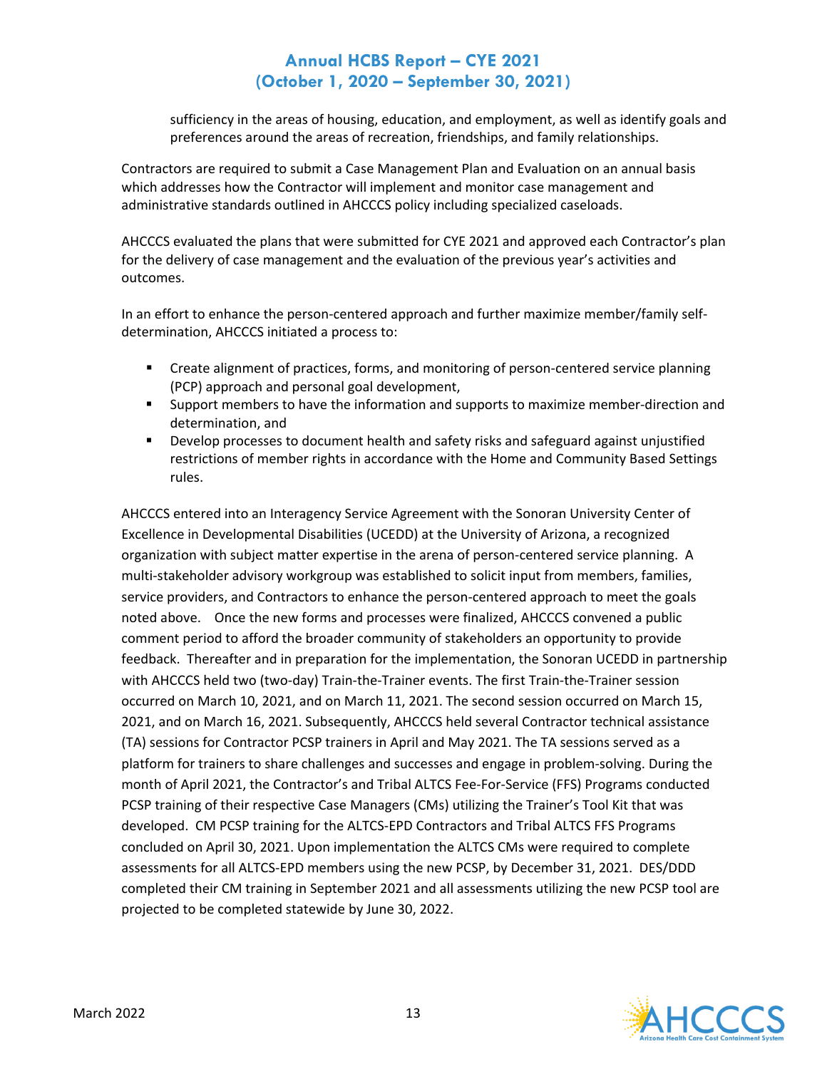sufficiency in the areas of housing, education, and employment, as well as identify goals and preferences around the areas of recreation, friendships, and family relationships.

Contractors are required to submit a Case Management Plan and Evaluation on an annual basis which addresses how the Contractor will implement and monitor case management and administrative standards outlined in AHCCCS policy including specialized caseloads.

AHCCCS evaluated the plans that were submitted for CYE 2021 and approved each Contractor's plan for the delivery of case management and the evaluation of the previous year's activities and outcomes.

In an effort to enhance the person-centered approach and further maximize member/family self-determination, AHCCCS initiated a process to:

- Create alignment of practices, forms, and monitoring of person-centered service planning (PCP) approach and personal goal development,
- Support members to have the information and supports to maximize member-direction and determination, and
- Develop processes to document health and safety risks and safeguard against unjustified restrictions of member rights in accordance with the Home and Community Based Settings rules.

AHCCCS entered into an Interagency Service Agreement with the Sonoran University Center of Excellence in Developmental Disabilities (UCEDD) at the University of Arizona, a recognized organization with subject matter expertise in the arena of person-centered service planning. A multi-stakeholder advisory workgroup was established to solicit input from members, families, service providers, and Contractors to enhance the person-centered approach to meet the goals noted above. Once the new forms and processes were finalized, AHCCCS convened a public comment period to afford the broader community of stakeholders an opportunity to provide feedback. Thereafter and in preparation for the implementation, the Sonoran UCEDD in partnership with AHCCCS held two (two-day) Train-the-Trainer events. The first Train-the-Trainer session occurred on March 10, 2021, and on March 11, 2021. The second session occurred on March 15, 2021, and on March 16, 2021. Subsequently, AHCCCS held several Contractor technical assistance (TA) sessions for Contractor PCSP trainers in April and May 2021. The TA sessions served as a platform for trainers to share challenges and successes and engage in problem-solving. During the month of April 2021, the Contractor's and Tribal ALTCS Fee-For-Service (FFS) Programs conducted PCSP training of their respective Case Managers (CMs) utilizing the Trainer's Tool Kit that was developed. CM PCSP training for the ALTCS-EPD Contractors and Tribal ALTCS FFS Programs concluded on April 30, 2021. Upon implementation the ALTCS CMs were required to complete assessments for all ALTCS-EPD members using the new PCSP, by December 31, 2021. DES/DDD completed their CM training in September 2021 and all assessments utilizing the new PCSP tool are projected to be completed statewide by June 30, 2022.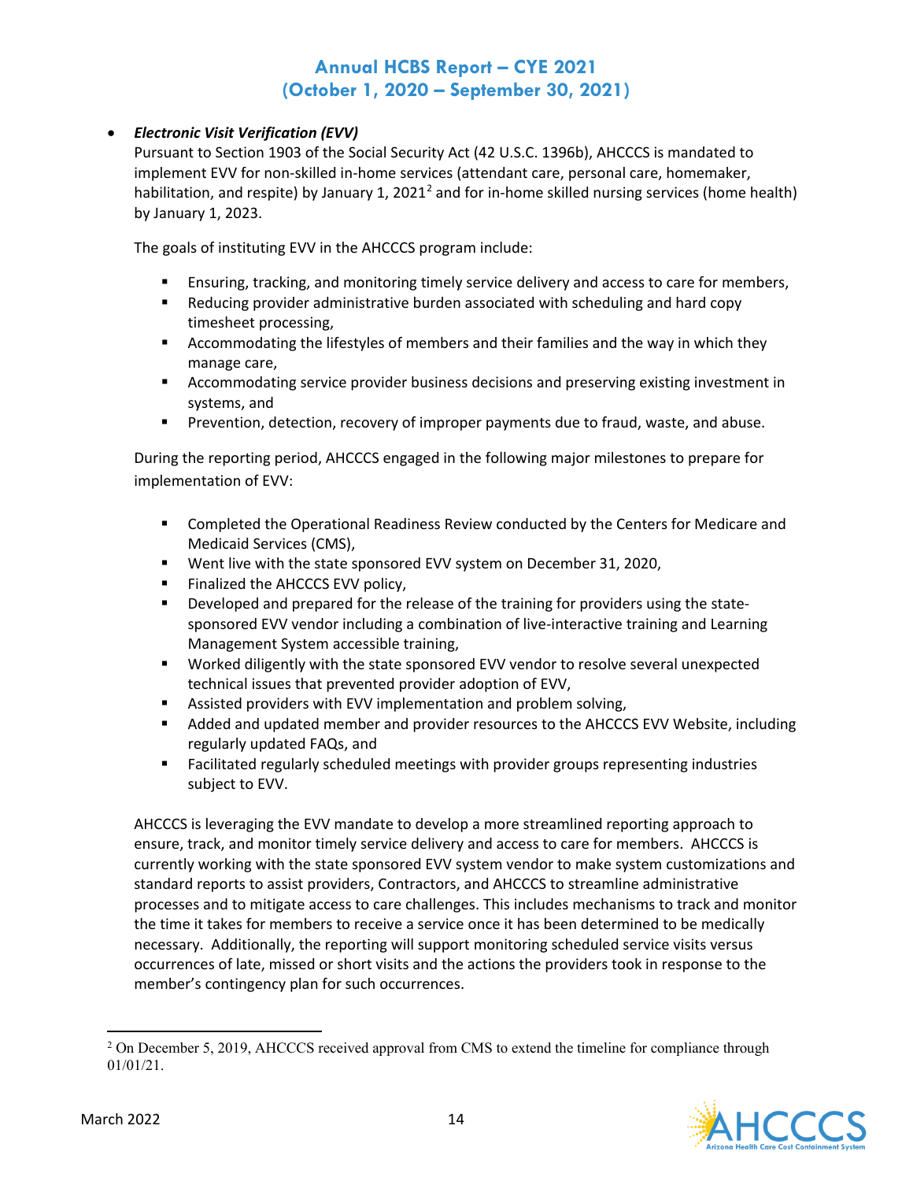- ***Electronic Visit Verification (EVV)***

  Pursuant to Section 1903 of the Social Security Act (42 U.S.C. 1396b), AHCCCS is mandated to implement EVV for non-skilled in-home services (attendant care, personal care, homemaker, habilitation, and respite) by January 1, 2021[2] and for in-home skilled nursing services (home health) by January 1, 2023.

  The goals of instituting EVV in the AHCCCS program include:

  - Ensuring, tracking, and monitoring timely service delivery and access to care for members,
  - Reducing provider administrative burden associated with scheduling and hard copy timesheet processing,
  - Accommodating the lifestyles of members and their families and the way in which they manage care,
  - Accommodating service provider business decisions and preserving existing investment in systems, and
  - Prevention, detection, recovery of improper payments due to fraud, waste, and abuse.

  During the reporting period, AHCCCS engaged in the following major milestones to prepare for implementation of EVV:

  - Completed the Operational Readiness Review conducted by the Centers for Medicare and Medicaid Services (CMS),
  - Went live with the state sponsored EVV system on December 31, 2020,
  - Finalized the AHCCCS EVV policy,
  - Developed and prepared for the release of the training for providers using the state-sponsored EVV vendor including a combination of live-interactive training and Learning Management System accessible training,
  - Worked diligently with the state sponsored EVV vendor to resolve several unexpected technical issues that prevented provider adoption of EVV,
  - Assisted providers with EVV implementation and problem solving,
  - Added and updated member and provider resources to the AHCCCS EVV Website, including regularly updated FAQs, and
  - Facilitated regularly scheduled meetings with provider groups representing industries subject to EVV.

  AHCCCS is leveraging the EVV mandate to develop a more streamlined reporting approach to ensure, track, and monitor timely service delivery and access to care for members. AHCCCS is currently working with the state sponsored EVV system vendor to make system customizations and standard reports to assist providers, Contractors, and AHCCCS to streamline administrative processes and to mitigate access to care challenges. This includes mechanisms to track and monitor the time it takes for members to receive a service once it has been determined to be medically necessary. Additionally, the reporting will support monitoring scheduled service visits versus occurrences of late, missed or short visits and the actions the providers took in response to the member's contingency plan for such occurrences.

---

[2] On December 5, 2019, AHCCCS received approval from CMS to extend the timeline for compliance through 01/01/21.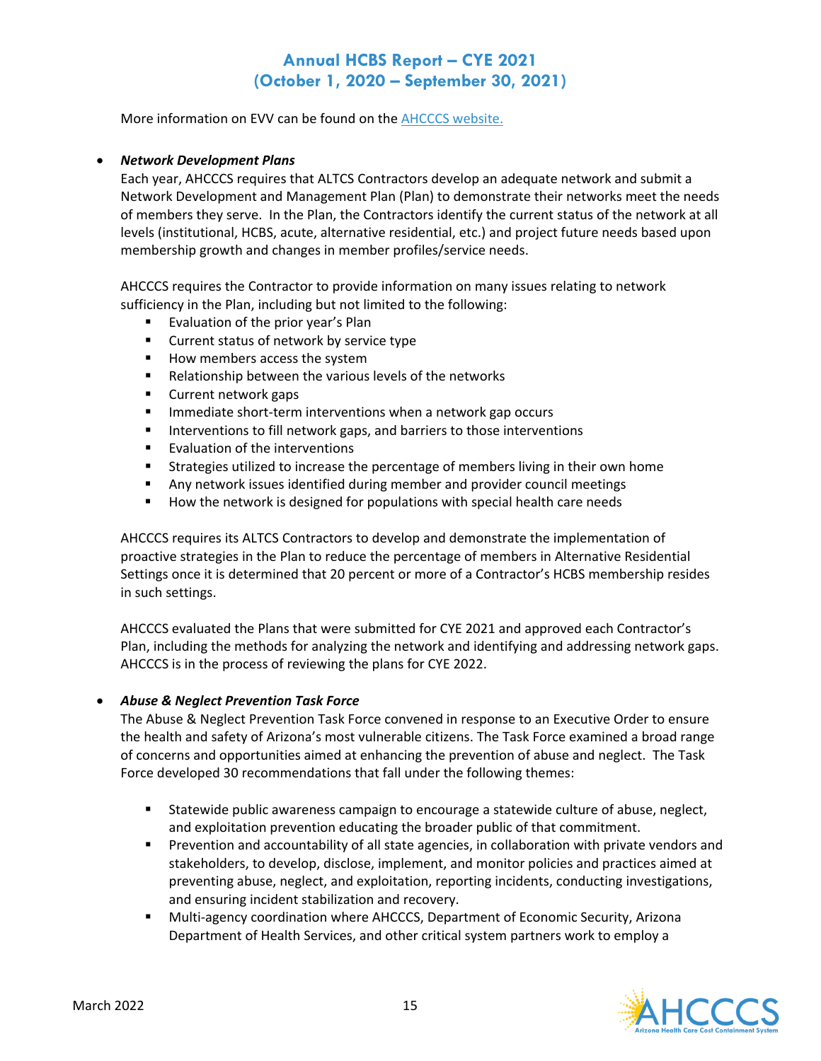More information on EVV can be found on the AHCCCS website.

- ***Network Development Plans***

  Each year, AHCCCS requires that ALTCS Contractors develop an adequate network and submit a Network Development and Management Plan (Plan) to demonstrate their networks meet the needs of members they serve. In the Plan, the Contractors identify the current status of the network at all levels (institutional, HCBS, acute, alternative residential, etc.) and project future needs based upon membership growth and changes in member profiles/service needs.

  AHCCCS requires the Contractor to provide information on many issues relating to network sufficiency in the Plan, including but not limited to the following:

  - Evaluation of the prior year's Plan
  - Current status of network by service type
  - How members access the system
  - Relationship between the various levels of the networks
  - Current network gaps
  - Immediate short-term interventions when a network gap occurs
  - Interventions to fill network gaps, and barriers to those interventions
  - Evaluation of the interventions
  - Strategies utilized to increase the percentage of members living in their own home
  - Any network issues identified during member and provider council meetings
  - How the network is designed for populations with special health care needs

  AHCCCS requires its ALTCS Contractors to develop and demonstrate the implementation of proactive strategies in the Plan to reduce the percentage of members in Alternative Residential Settings once it is determined that 20 percent or more of a Contractor's HCBS membership resides in such settings.

  AHCCCS evaluated the Plans that were submitted for CYE 2021 and approved each Contractor's Plan, including the methods for analyzing the network and identifying and addressing network gaps. AHCCCS is in the process of reviewing the plans for CYE 2022.

- ***Abuse & Neglect Prevention Task Force***

  The Abuse & Neglect Prevention Task Force convened in response to an Executive Order to ensure the health and safety of Arizona's most vulnerable citizens. The Task Force examined a broad range of concerns and opportunities aimed at enhancing the prevention of abuse and neglect. The Task Force developed 30 recommendations that fall under the following themes:

  - Statewide public awareness campaign to encourage a statewide culture of abuse, neglect, and exploitation prevention educating the broader public of that commitment.
  - Prevention and accountability of all state agencies, in collaboration with private vendors and stakeholders, to develop, disclose, implement, and monitor policies and practices aimed at preventing abuse, neglect, and exploitation, reporting incidents, conducting investigations, and ensuring incident stabilization and recovery.
  - Multi-agency coordination where AHCCCS, Department of Economic Security, Arizona Department of Health Services, and other critical system partners work to employ a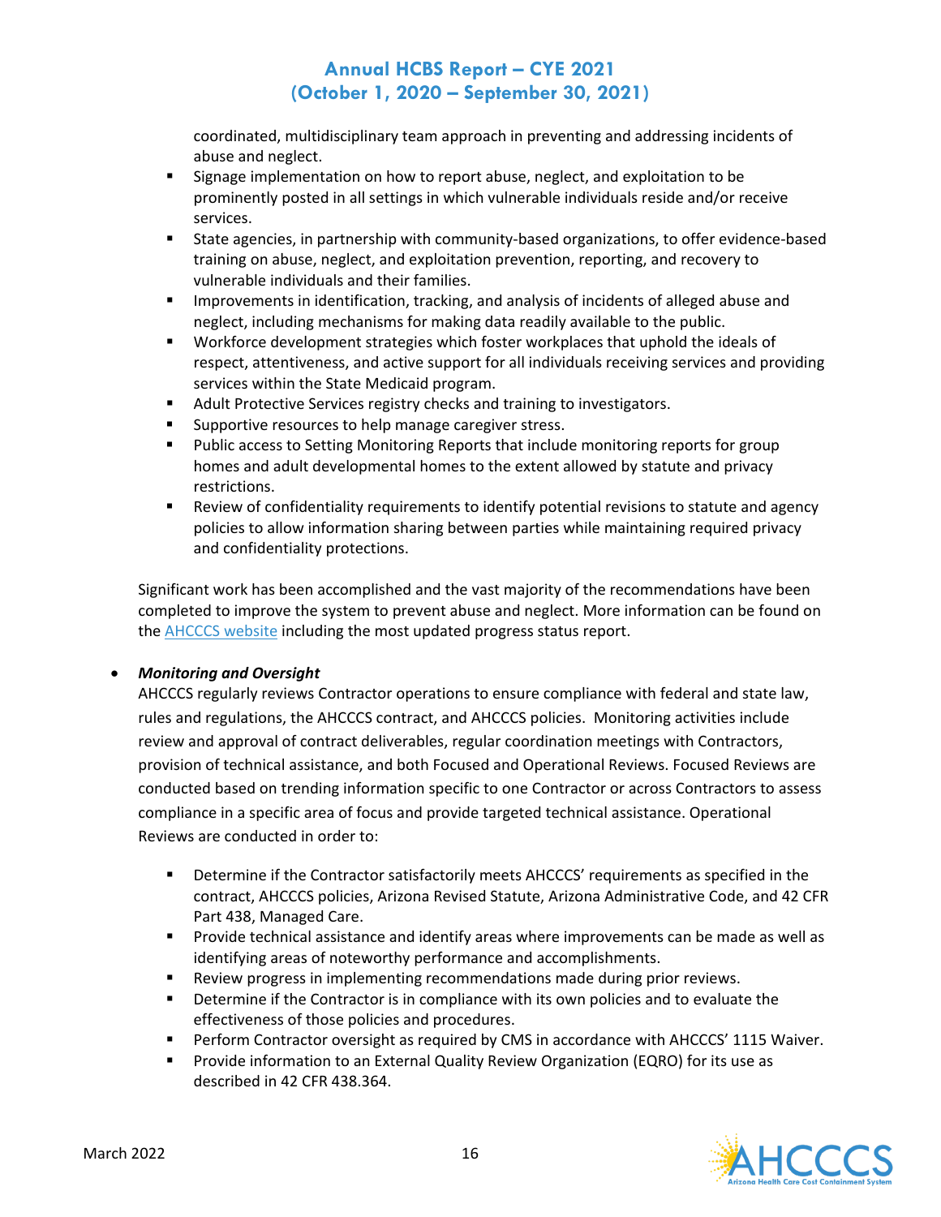coordinated, multidisciplinary team approach in preventing and addressing incidents of abuse and neglect.

- Signage implementation on how to report abuse, neglect, and exploitation to be prominently posted in all settings in which vulnerable individuals reside and/or receive services.
- State agencies, in partnership with community-based organizations, to offer evidence-based training on abuse, neglect, and exploitation prevention, reporting, and recovery to vulnerable individuals and their families.
- Improvements in identification, tracking, and analysis of incidents of alleged abuse and neglect, including mechanisms for making data readily available to the public.
- Workforce development strategies which foster workplaces that uphold the ideals of respect, attentiveness, and active support for all individuals receiving services and providing services within the State Medicaid program.
- Adult Protective Services registry checks and training to investigators.
- Supportive resources to help manage caregiver stress.
- Public access to Setting Monitoring Reports that include monitoring reports for group homes and adult developmental homes to the extent allowed by statute and privacy restrictions.
- Review of confidentiality requirements to identify potential revisions to statute and agency policies to allow information sharing between parties while maintaining required privacy and confidentiality protections.

Significant work has been accomplished and the vast majority of the recommendations have been completed to improve the system to prevent abuse and neglect. More information can be found on the AHCCCS website including the most updated progress status report.

- ***Monitoring and Oversight***

  AHCCCS regularly reviews Contractor operations to ensure compliance with federal and state law, rules and regulations, the AHCCCS contract, and AHCCCS policies. Monitoring activities include review and approval of contract deliverables, regular coordination meetings with Contractors, provision of technical assistance, and both Focused and Operational Reviews. Focused Reviews are conducted based on trending information specific to one Contractor or across Contractors to assess compliance in a specific area of focus and provide targeted technical assistance. Operational Reviews are conducted in order to:

  - Determine if the Contractor satisfactorily meets AHCCCS' requirements as specified in the contract, AHCCCS policies, Arizona Revised Statute, Arizona Administrative Code, and 42 CFR Part 438, Managed Care.
  - Provide technical assistance and identify areas where improvements can be made as well as identifying areas of noteworthy performance and accomplishments.
  - Review progress in implementing recommendations made during prior reviews.
  - Determine if the Contractor is in compliance with its own policies and to evaluate the effectiveness of those policies and procedures.
  - Perform Contractor oversight as required by CMS in accordance with AHCCCS' 1115 Waiver.
  - Provide information to an External Quality Review Organization (EQRO) for its use as described in 42 CFR 438.364.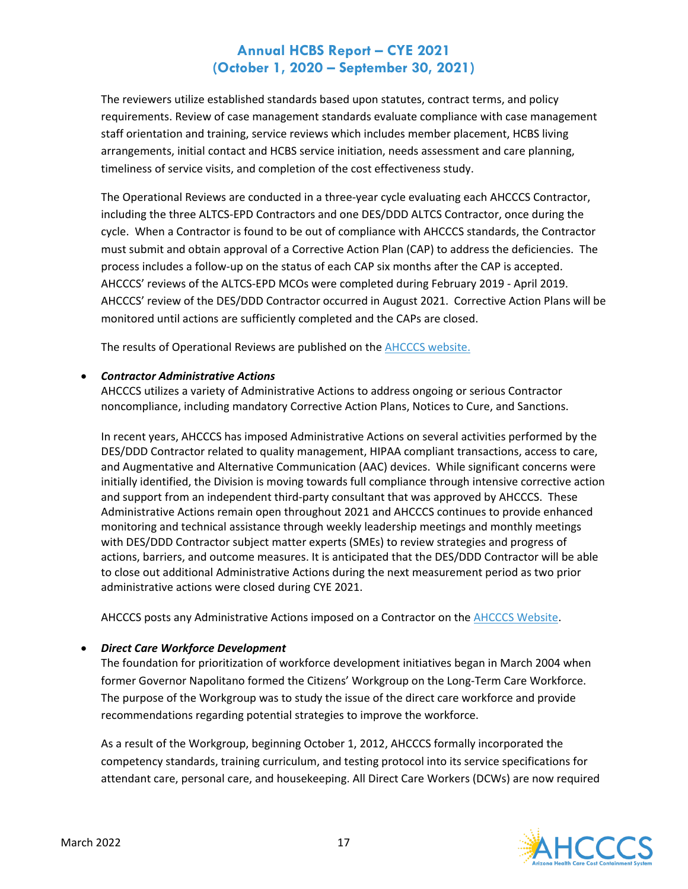The reviewers utilize established standards based upon statutes, contract terms, and policy requirements. Review of case management standards evaluate compliance with case management staff orientation and training, service reviews which includes member placement, HCBS living arrangements, initial contact and HCBS service initiation, needs assessment and care planning, timeliness of service visits, and completion of the cost effectiveness study.

The Operational Reviews are conducted in a three-year cycle evaluating each AHCCCS Contractor, including the three ALTCS-EPD Contractors and one DES/DDD ALTCS Contractor, once during the cycle. When a Contractor is found to be out of compliance with AHCCCS standards, the Contractor must submit and obtain approval of a Corrective Action Plan (CAP) to address the deficiencies. The process includes a follow-up on the status of each CAP six months after the CAP is accepted. AHCCCS' reviews of the ALTCS-EPD MCOs were completed during February 2019 - April 2019. AHCCCS' review of the DES/DDD Contractor occurred in August 2021. Corrective Action Plans will be monitored until actions are sufficiently completed and the CAPs are closed.

The results of Operational Reviews are published on the AHCCCS website.

- ***Contractor Administrative Actions***
  AHCCCS utilizes a variety of Administrative Actions to address ongoing or serious Contractor noncompliance, including mandatory Corrective Action Plans, Notices to Cure, and Sanctions.

  In recent years, AHCCCS has imposed Administrative Actions on several activities performed by the DES/DDD Contractor related to quality management, HIPAA compliant transactions, access to care, and Augmentative and Alternative Communication (AAC) devices. While significant concerns were initially identified, the Division is moving towards full compliance through intensive corrective action and support from an independent third-party consultant that was approved by AHCCCS. These Administrative Actions remain open throughout 2021 and AHCCCS continues to provide enhanced monitoring and technical assistance through weekly leadership meetings and monthly meetings with DES/DDD Contractor subject matter experts (SMEs) to review strategies and progress of actions, barriers, and outcome measures. It is anticipated that the DES/DDD Contractor will be able to close out additional Administrative Actions during the next measurement period as two prior administrative actions were closed during CYE 2021.

  AHCCCS posts any Administrative Actions imposed on a Contractor on the AHCCCS Website.

- ***Direct Care Workforce Development***
  The foundation for prioritization of workforce development initiatives began in March 2004 when former Governor Napolitano formed the Citizens' Workgroup on the Long-Term Care Workforce. The purpose of the Workgroup was to study the issue of the direct care workforce and provide recommendations regarding potential strategies to improve the workforce.

  As a result of the Workgroup, beginning October 1, 2012, AHCCCS formally incorporated the competency standards, training curriculum, and testing protocol into its service specifications for attendant care, personal care, and housekeeping. All Direct Care Workers (DCWs) are now required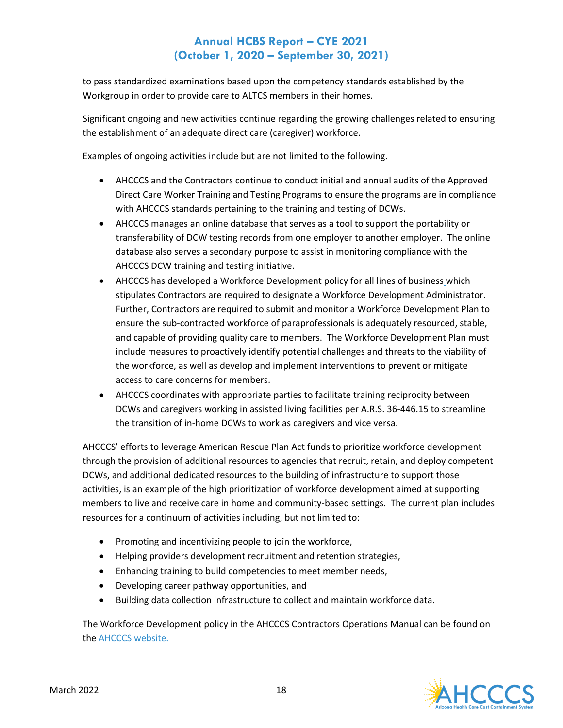to pass standardized examinations based upon the competency standards established by the Workgroup in order to provide care to ALTCS members in their homes.

Significant ongoing and new activities continue regarding the growing challenges related to ensuring the establishment of an adequate direct care (caregiver) workforce.

Examples of ongoing activities include but are not limited to the following.

- AHCCCS and the Contractors continue to conduct initial and annual audits of the Approved Direct Care Worker Training and Testing Programs to ensure the programs are in compliance with AHCCCS standards pertaining to the training and testing of DCWs.
- AHCCCS manages an online database that serves as a tool to support the portability or transferability of DCW testing records from one employer to another employer. The online database also serves a secondary purpose to assist in monitoring compliance with the AHCCCS DCW training and testing initiative.
- AHCCCS has developed a Workforce Development policy for all lines of business which stipulates Contractors are required to designate a Workforce Development Administrator. Further, Contractors are required to submit and monitor a Workforce Development Plan to ensure the sub-contracted workforce of paraprofessionals is adequately resourced, stable, and capable of providing quality care to members. The Workforce Development Plan must include measures to proactively identify potential challenges and threats to the viability of the workforce, as well as develop and implement interventions to prevent or mitigate access to care concerns for members.
- AHCCCS coordinates with appropriate parties to facilitate training reciprocity between DCWs and caregivers working in assisted living facilities per A.R.S. 36-446.15 to streamline the transition of in-home DCWs to work as caregivers and vice versa.

AHCCCS' efforts to leverage American Rescue Plan Act funds to prioritize workforce development through the provision of additional resources to agencies that recruit, retain, and deploy competent DCWs, and additional dedicated resources to the building of infrastructure to support those activities, is an example of the high prioritization of workforce development aimed at supporting members to live and receive care in home and community-based settings. The current plan includes resources for a continuum of activities including, but not limited to:

- Promoting and incentivizing people to join the workforce,
- Helping providers development recruitment and retention strategies,
- Enhancing training to build competencies to meet member needs,
- Developing career pathway opportunities, and
- Building data collection infrastructure to collect and maintain workforce data.

The Workforce Development policy in the AHCCCS Contractors Operations Manual can be found on the AHCCCS website.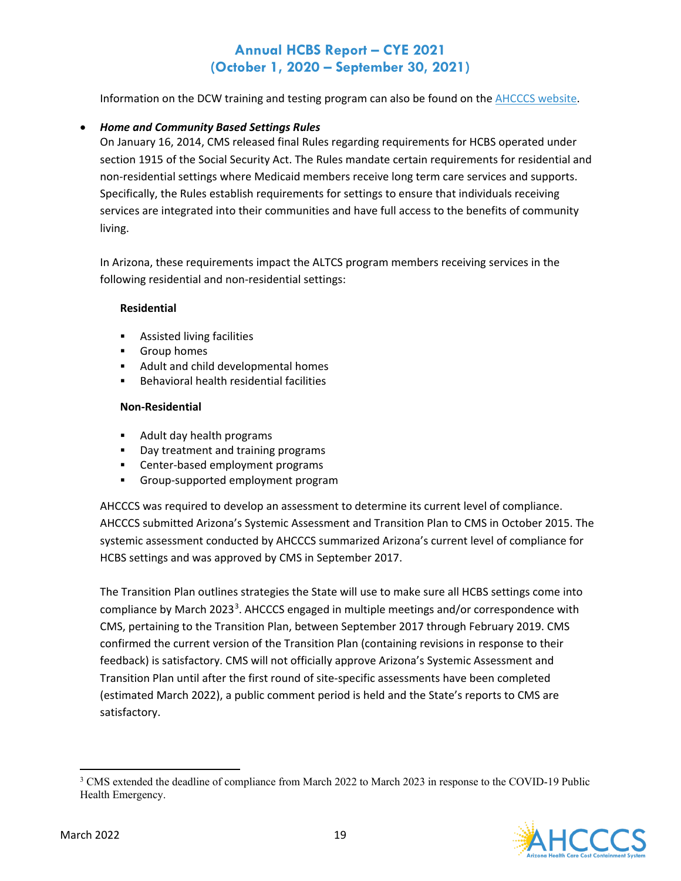Information on the DCW training and testing program can also be found on the [AHCCCS website](AHCCCS website).

- ***Home and Community Based Settings Rules***
  On January 16, 2014, CMS released final Rules regarding requirements for HCBS operated under section 1915 of the Social Security Act. The Rules mandate certain requirements for residential and non-residential settings where Medicaid members receive long term care services and supports. Specifically, the Rules establish requirements for settings to ensure that individuals receiving services are integrated into their communities and have full access to the benefits of community living.

  In Arizona, these requirements impact the ALTCS program members receiving services in the following residential and non-residential settings:

  **Residential**

  - Assisted living facilities
  - Group homes
  - Adult and child developmental homes
  - Behavioral health residential facilities

  **Non-Residential**

  - Adult day health programs
  - Day treatment and training programs
  - Center-based employment programs
  - Group-supported employment program

  AHCCCS was required to develop an assessment to determine its current level of compliance. AHCCCS submitted Arizona's Systemic Assessment and Transition Plan to CMS in October 2015. The systemic assessment conducted by AHCCCS summarized Arizona's current level of compliance for HCBS settings and was approved by CMS in September 2017.

  The Transition Plan outlines strategies the State will use to make sure all HCBS settings come into compliance by March 2023[3]. AHCCCS engaged in multiple meetings and/or correspondence with CMS, pertaining to the Transition Plan, between September 2017 through February 2019. CMS confirmed the current version of the Transition Plan (containing revisions in response to their feedback) is satisfactory. CMS will not officially approve Arizona's Systemic Assessment and Transition Plan until after the first round of site-specific assessments have been completed (estimated March 2022), a public comment period is held and the State's reports to CMS are satisfactory.

---

[3] CMS extended the deadline of compliance from March 2022 to March 2023 in response to the COVID-19 Public Health Emergency.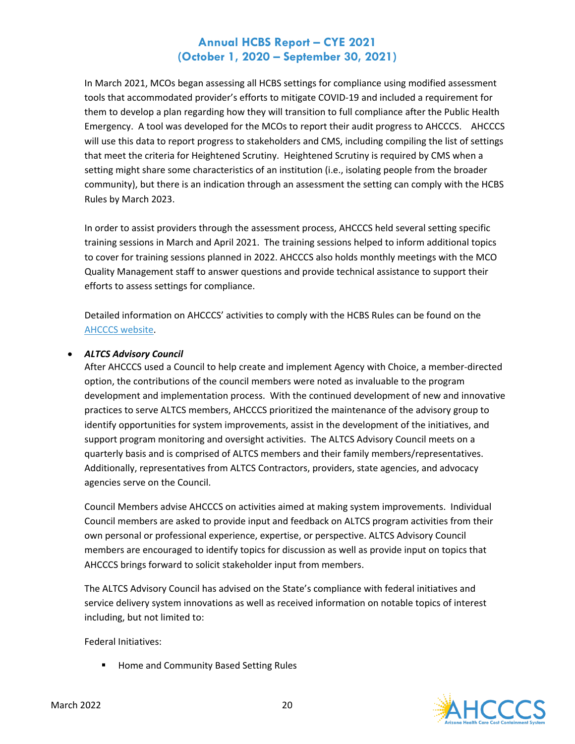In March 2021, MCOs began assessing all HCBS settings for compliance using modified assessment tools that accommodated provider's efforts to mitigate COVID-19 and included a requirement for them to develop a plan regarding how they will transition to full compliance after the Public Health Emergency. A tool was developed for the MCOs to report their audit progress to AHCCCS. AHCCCS will use this data to report progress to stakeholders and CMS, including compiling the list of settings that meet the criteria for Heightened Scrutiny. Heightened Scrutiny is required by CMS when a setting might share some characteristics of an institution (i.e., isolating people from the broader community), but there is an indication through an assessment the setting can comply with the HCBS Rules by March 2023.

In order to assist providers through the assessment process, AHCCCS held several setting specific training sessions in March and April 2021. The training sessions helped to inform additional topics to cover for training sessions planned in 2022. AHCCCS also holds monthly meetings with the MCO Quality Management staff to answer questions and provide technical assistance to support their efforts to assess settings for compliance.

Detailed information on AHCCCS' activities to comply with the HCBS Rules can be found on the AHCCCS website.

- ***ALTCS Advisory Council***

  After AHCCCS used a Council to help create and implement Agency with Choice, a member-directed option, the contributions of the council members were noted as invaluable to the program development and implementation process. With the continued development of new and innovative practices to serve ALTCS members, AHCCCS prioritized the maintenance of the advisory group to identify opportunities for system improvements, assist in the development of the initiatives, and support program monitoring and oversight activities. The ALTCS Advisory Council meets on a quarterly basis and is comprised of ALTCS members and their family members/representatives. Additionally, representatives from ALTCS Contractors, providers, state agencies, and advocacy agencies serve on the Council.

  Council Members advise AHCCCS on activities aimed at making system improvements. Individual Council members are asked to provide input and feedback on ALTCS program activities from their own personal or professional experience, expertise, or perspective. ALTCS Advisory Council members are encouraged to identify topics for discussion as well as provide input on topics that AHCCCS brings forward to solicit stakeholder input from members.

  The ALTCS Advisory Council has advised on the State's compliance with federal initiatives and service delivery system innovations as well as received information on notable topics of interest including, but not limited to:

  Federal Initiatives:

  - Home and Community Based Setting Rules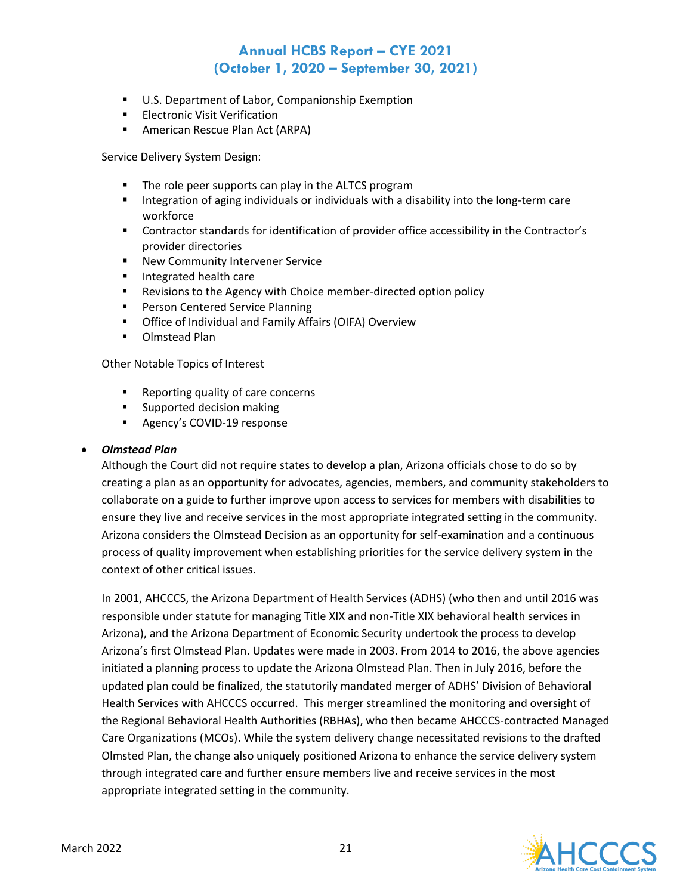- U.S. Department of Labor, Companionship Exemption
- Electronic Visit Verification
- American Rescue Plan Act (ARPA)

Service Delivery System Design:

- The role peer supports can play in the ALTCS program
- Integration of aging individuals or individuals with a disability into the long-term care workforce
- Contractor standards for identification of provider office accessibility in the Contractor's provider directories
- New Community Intervener Service
- Integrated health care
- Revisions to the Agency with Choice member-directed option policy
- Person Centered Service Planning
- Office of Individual and Family Affairs (OIFA) Overview
- Olmstead Plan

Other Notable Topics of Interest

- Reporting quality of care concerns
- Supported decision making
- Agency's COVID-19 response

- ***Olmstead Plan***

  Although the Court did not require states to develop a plan, Arizona officials chose to do so by creating a plan as an opportunity for advocates, agencies, members, and community stakeholders to collaborate on a guide to further improve upon access to services for members with disabilities to ensure they live and receive services in the most appropriate integrated setting in the community. Arizona considers the Olmstead Decision as an opportunity for self-examination and a continuous process of quality improvement when establishing priorities for the service delivery system in the context of other critical issues.

  In 2001, AHCCCS, the Arizona Department of Health Services (ADHS) (who then and until 2016 was responsible under statute for managing Title XIX and non-Title XIX behavioral health services in Arizona), and the Arizona Department of Economic Security undertook the process to develop Arizona's first Olmstead Plan. Updates were made in 2003. From 2014 to 2016, the above agencies initiated a planning process to update the Arizona Olmstead Plan. Then in July 2016, before the updated plan could be finalized, the statutorily mandated merger of ADHS' Division of Behavioral Health Services with AHCCCS occurred. This merger streamlined the monitoring and oversight of the Regional Behavioral Health Authorities (RBHAs), who then became AHCCCS-contracted Managed Care Organizations (MCOs). While the system delivery change necessitated revisions to the drafted Olmsted Plan, the change also uniquely positioned Arizona to enhance the service delivery system through integrated care and further ensure members live and receive services in the most appropriate integrated setting in the community.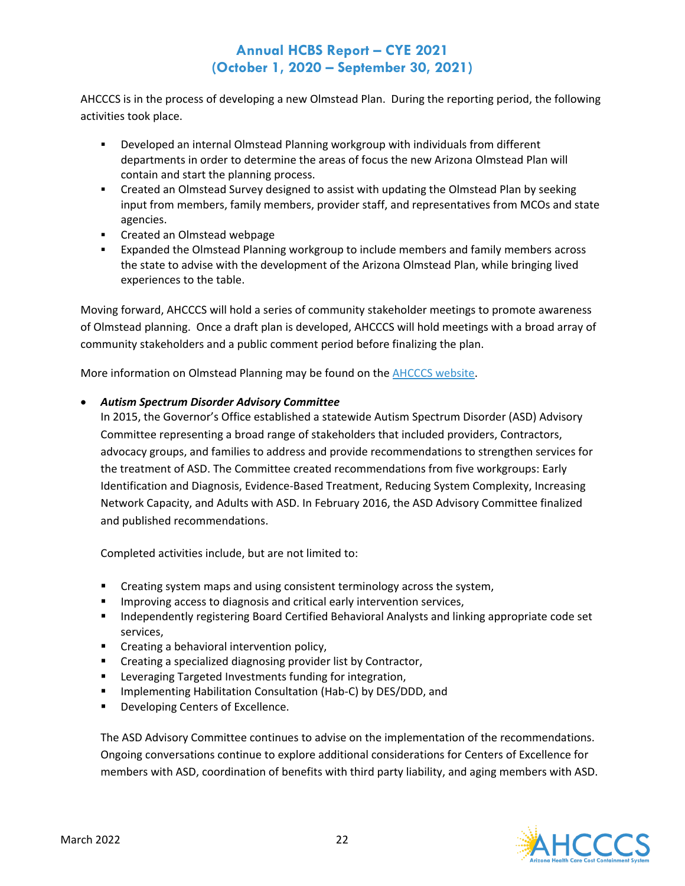AHCCCS is in the process of developing a new Olmstead Plan. During the reporting period, the following activities took place.

- Developed an internal Olmstead Planning workgroup with individuals from different departments in order to determine the areas of focus the new Arizona Olmstead Plan will contain and start the planning process.
- Created an Olmstead Survey designed to assist with updating the Olmstead Plan by seeking input from members, family members, provider staff, and representatives from MCOs and state agencies.
- Created an Olmstead webpage
- Expanded the Olmstead Planning workgroup to include members and family members across the state to advise with the development of the Arizona Olmstead Plan, while bringing lived experiences to the table.

Moving forward, AHCCCS will hold a series of community stakeholder meetings to promote awareness of Olmstead planning. Once a draft plan is developed, AHCCCS will hold meetings with a broad array of community stakeholders and a public comment period before finalizing the plan.

More information on Olmstead Planning may be found on the AHCCCS website.

- ***Autism Spectrum Disorder Advisory Committee***

  In 2015, the Governor's Office established a statewide Autism Spectrum Disorder (ASD) Advisory Committee representing a broad range of stakeholders that included providers, Contractors, advocacy groups, and families to address and provide recommendations to strengthen services for the treatment of ASD. The Committee created recommendations from five workgroups: Early Identification and Diagnosis, Evidence-Based Treatment, Reducing System Complexity, Increasing Network Capacity, and Adults with ASD. In February 2016, the ASD Advisory Committee finalized and published recommendations.

  Completed activities include, but are not limited to:

  - Creating system maps and using consistent terminology across the system,
  - Improving access to diagnosis and critical early intervention services,
  - Independently registering Board Certified Behavioral Analysts and linking appropriate code set services,
  - Creating a behavioral intervention policy,
  - Creating a specialized diagnosing provider list by Contractor,
  - Leveraging Targeted Investments funding for integration,
  - Implementing Habilitation Consultation (Hab-C) by DES/DDD, and
  - Developing Centers of Excellence.

  The ASD Advisory Committee continues to advise on the implementation of the recommendations. Ongoing conversations continue to explore additional considerations for Centers of Excellence for members with ASD, coordination of benefits with third party liability, and aging members with ASD.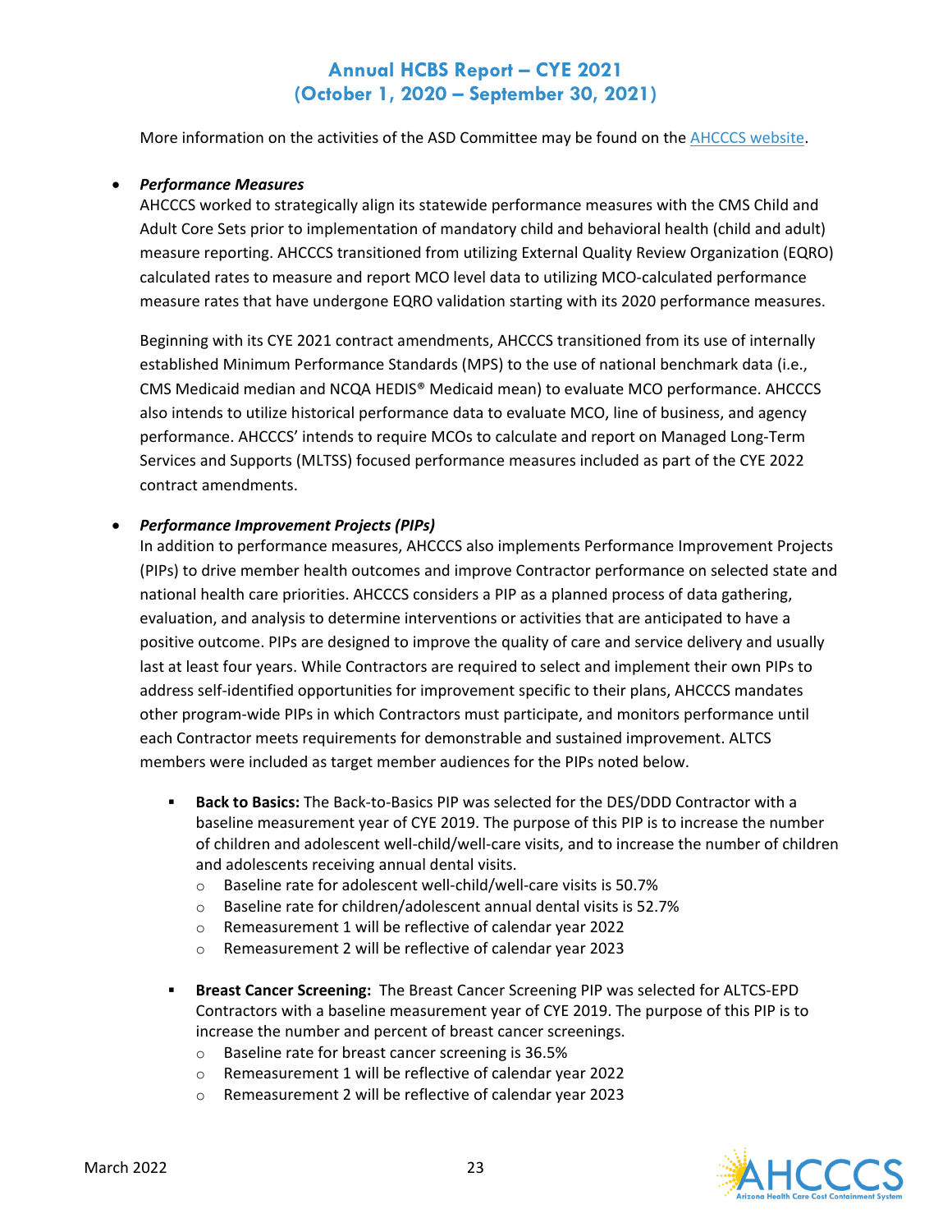More information on the activities of the ASD Committee may be found on the AHCCCS website.

- ***Performance Measures***
  AHCCCS worked to strategically align its statewide performance measures with the CMS Child and Adult Core Sets prior to implementation of mandatory child and behavioral health (child and adult) measure reporting. AHCCCS transitioned from utilizing External Quality Review Organization (EQRO) calculated rates to measure and report MCO level data to utilizing MCO-calculated performance measure rates that have undergone EQRO validation starting with its 2020 performance measures.

  Beginning with its CYE 2021 contract amendments, AHCCCS transitioned from its use of internally established Minimum Performance Standards (MPS) to the use of national benchmark data (i.e., CMS Medicaid median and NCQA HEDIS® Medicaid mean) to evaluate MCO performance. AHCCCS also intends to utilize historical performance data to evaluate MCO, line of business, and agency performance. AHCCCS' intends to require MCOs to calculate and report on Managed Long-Term Services and Supports (MLTSS) focused performance measures included as part of the CYE 2022 contract amendments.

- ***Performance Improvement Projects (PIPs)***
  In addition to performance measures, AHCCCS also implements Performance Improvement Projects (PIPs) to drive member health outcomes and improve Contractor performance on selected state and national health care priorities. AHCCCS considers a PIP as a planned process of data gathering, evaluation, and analysis to determine interventions or activities that are anticipated to have a positive outcome. PIPs are designed to improve the quality of care and service delivery and usually last at least four years. While Contractors are required to select and implement their own PIPs to address self-identified opportunities for improvement specific to their plans, AHCCCS mandates other program-wide PIPs in which Contractors must participate, and monitors performance until each Contractor meets requirements for demonstrable and sustained improvement. ALTCS members were included as target member audiences for the PIPs noted below.

  - **Back to Basics:** The Back-to-Basics PIP was selected for the DES/DDD Contractor with a baseline measurement year of CYE 2019. The purpose of this PIP is to increase the number of children and adolescent well-child/well-care visits, and to increase the number of children and adolescents receiving annual dental visits.
    - Baseline rate for adolescent well-child/well-care visits is 50.7%
    - Baseline rate for children/adolescent annual dental visits is 52.7%
    - Remeasurement 1 will be reflective of calendar year 2022
    - Remeasurement 2 will be reflective of calendar year 2023

  - **Breast Cancer Screening:** The Breast Cancer Screening PIP was selected for ALTCS-EPD Contractors with a baseline measurement year of CYE 2019. The purpose of this PIP is to increase the number and percent of breast cancer screenings.
    - Baseline rate for breast cancer screening is 36.5%
    - Remeasurement 1 will be reflective of calendar year 2022
    - Remeasurement 2 will be reflective of calendar year 2023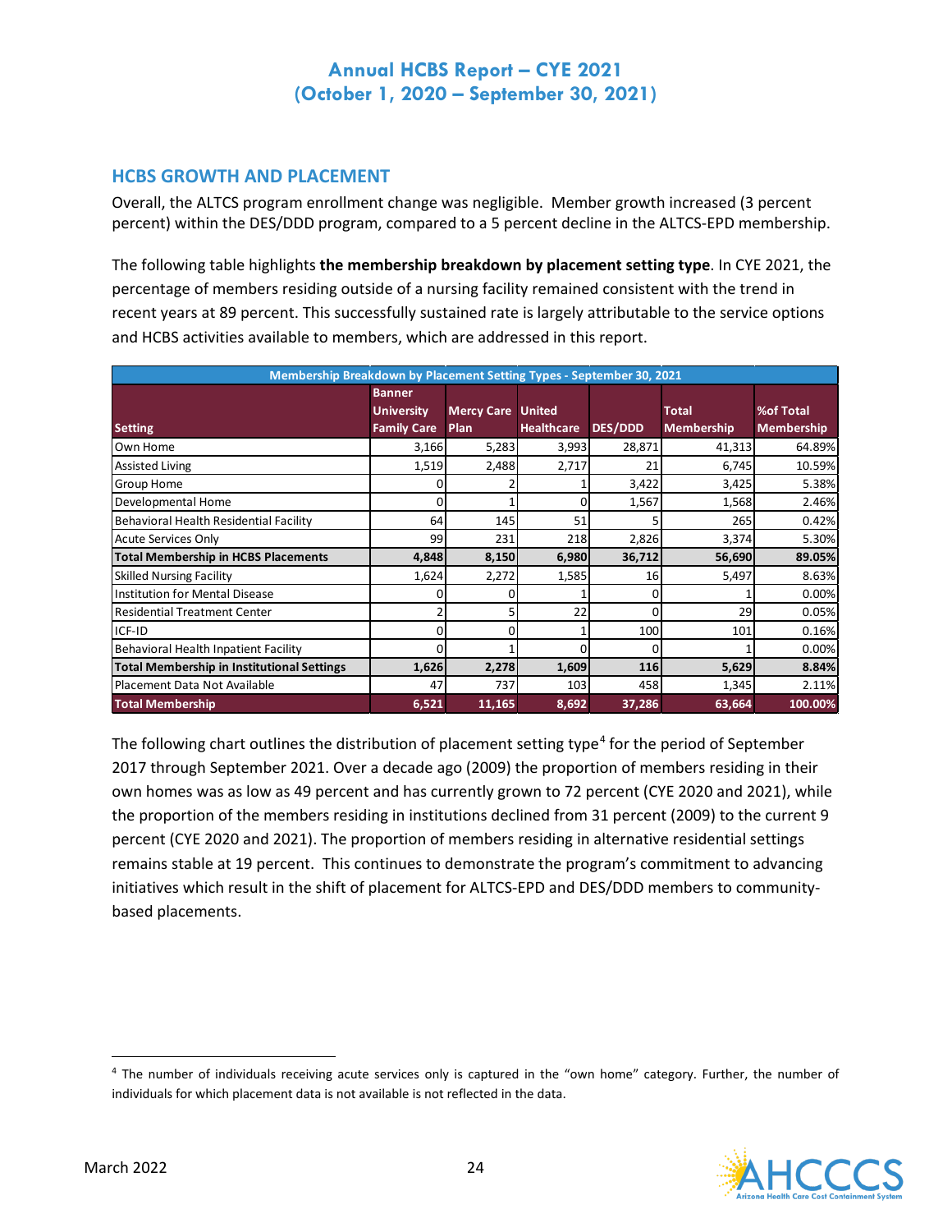## HCBS GROWTH AND PLACEMENT

Overall, the ALTCS program enrollment change was negligible. Member growth increased (3 percent percent) within the DES/DDD program, compared to a 5 percent decline in the ALTCS-EPD membership.

The following table highlights **the membership breakdown by placement setting type**. In CYE 2021, the percentage of members residing outside of a nursing facility remained consistent with the trend in recent years at 89 percent. This successfully sustained rate is largely attributable to the service options and HCBS activities available to members, which are addressed in this report.

| Membership Breakdown by Placement Setting Types - September 30, 2021 | | | | | | |
|---|---|---|---|---|---|---|
| Setting | Banner University Family Care | Mercy Care Plan | United Healthcare | DES/DDD | Total Membership | %of Total Membership |
| Own Home | 3,166 | 5,283 | 3,993 | 28,871 | 41,313 | 64.89% |
| Assisted Living | 1,519 | 2,488 | 2,717 | 21 | 6,745 | 10.59% |
| Group Home | 0 | 2 | 1 | 3,422 | 3,425 | 5.38% |
| Developmental Home | 0 | 1 | 0 | 1,567 | 1,568 | 2.46% |
| Behavioral Health Residential Facility | 64 | 145 | 51 | 5 | 265 | 0.42% |
| Acute Services Only | 99 | 231 | 218 | 2,826 | 3,374 | 5.30% |
| **Total Membership in HCBS Placements** | **4,848** | **8,150** | **6,980** | **36,712** | **56,690** | **89.05%** |
| Skilled Nursing Facility | 1,624 | 2,272 | 1,585 | 16 | 5,497 | 8.63% |
| Institution for Mental Disease | 0 | 0 | 1 | 0 | 1 | 0.00% |
| Residential Treatment Center | 2 | 5 | 22 | 0 | 29 | 0.05% |
| ICF-ID | 0 | 0 | 1 | 100 | 101 | 0.16% |
| Behavioral Health Inpatient Facility | 0 | 1 | 0 | 0 | 1 | 0.00% |
| **Total Membership in Institutional Settings** | **1,626** | **2,278** | **1,609** | **116** | **5,629** | **8.84%** |
| Placement Data Not Available | 47 | 737 | 103 | 458 | 1,345 | 2.11% |
| **Total Membership** | **6,521** | **11,165** | **8,692** | **37,286** | **63,664** | **100.00%** |

The following chart outlines the distribution of placement setting type[4] for the period of September 2017 through September 2021. Over a decade ago (2009) the proportion of members residing in their own homes was as low as 49 percent and has currently grown to 72 percent (CYE 2020 and 2021), while the proportion of the members residing in institutions declined from 31 percent (2009) to the current 9 percent (CYE 2020 and 2021). The proportion of members residing in alternative residential settings remains stable at 19 percent. This continues to demonstrate the program's commitment to advancing initiatives which result in the shift of placement for ALTCS-EPD and DES/DDD members to community-based placements.

---

[4] The number of individuals receiving acute services only is captured in the "own home" category. Further, the number of individuals for which placement data is not available is not reflected in the data.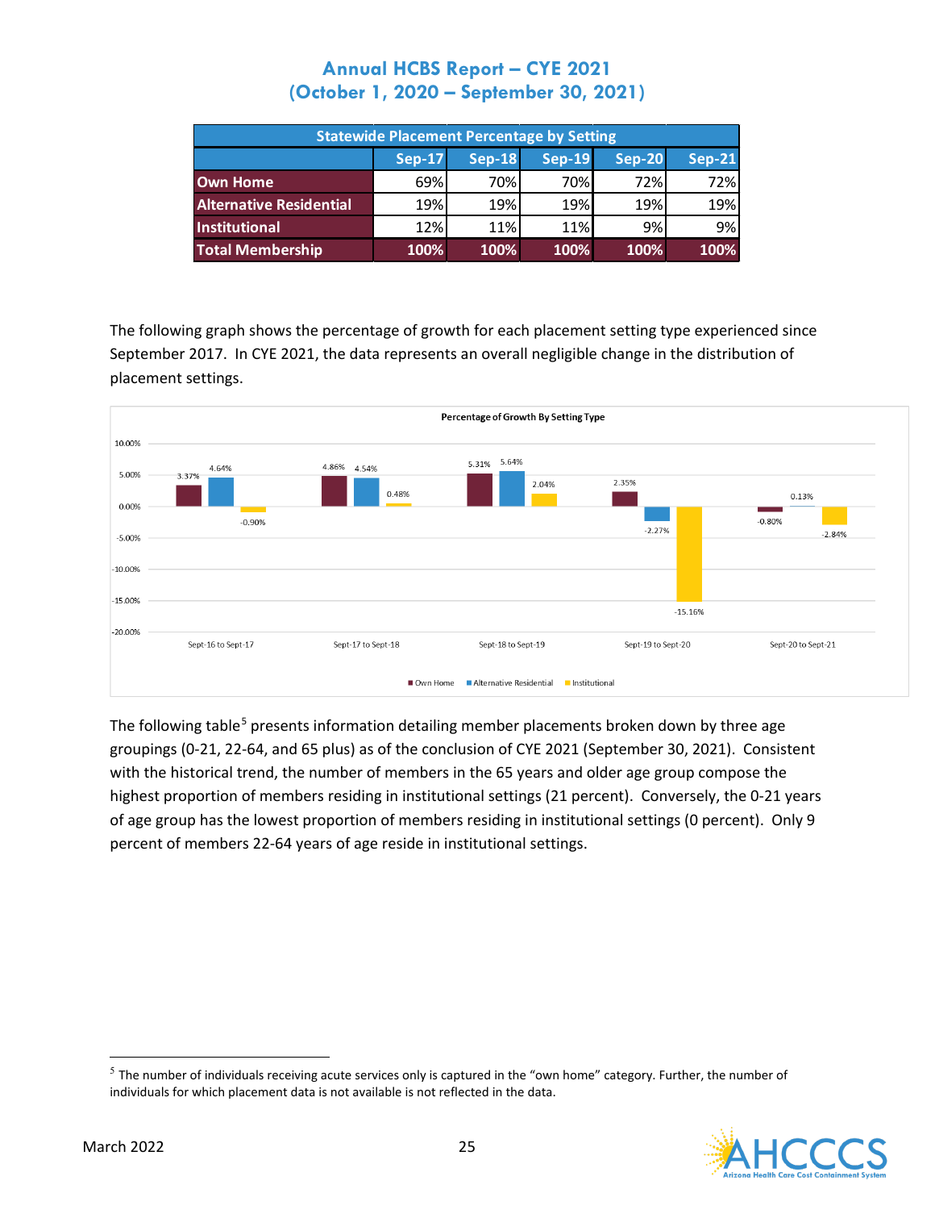| Statewide Placement Percentage by Setting | | | | | |
|---|---|---|---|---|---|
| | Sep-17 | Sep-18 | Sep-19 | Sep-20 | Sep-21 |
| **Own Home** | 69% | 70% | 70% | 72% | 72% |
| **Alternative Residential** | 19% | 19% | 19% | 19% | 19% |
| **Institutional** | 12% | 11% | 11% | 9% | 9% |
| **Total Membership** | **100%** | **100%** | **100%** | **100%** | **100%** |

The following graph shows the percentage of growth for each placement setting type experienced since September 2017. In CYE 2021, the data represents an overall negligible change in the distribution of placement settings.

**Percentage of Growth By Setting Type**

| | Sept-16 to Sept-17 | Sept-17 to Sept-18 | Sept-18 to Sept-19 | Sept-19 to Sept-20 | Sept-20 to Sept-21 |
|---|---|---|---|---|---|
| Own Home | 3.37% | 4.86% | 5.31% | 2.35% | -0.80% |
| Alternative Residential | 4.64% | 4.54% | 5.64% | -2.27% | 0.13% |
| Institutional | -0.90% | 0.48% | 2.04% | -15.16% | -2.84% |

The following table[5] presents information detailing member placements broken down by three age groupings (0-21, 22-64, and 65 plus) as of the conclusion of CYE 2021 (September 30, 2021). Consistent with the historical trend, the number of members in the 65 years and older age group compose the highest proportion of members residing in institutional settings (21 percent). Conversely, the 0-21 years of age group has the lowest proportion of members residing in institutional settings (0 percent). Only 9 percent of members 22-64 years of age reside in institutional settings.

---

[5] The number of individuals receiving acute services only is captured in the "own home" category. Further, the number of individuals for which placement data is not available is not reflected in the data.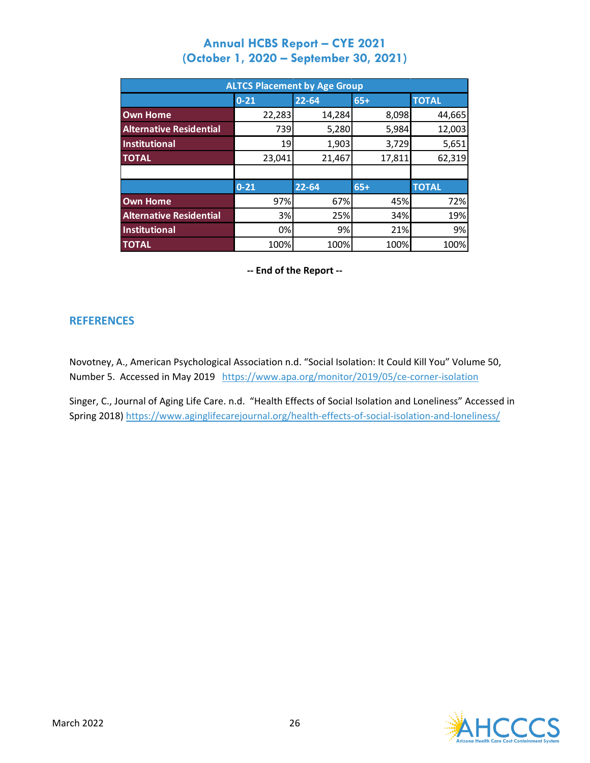# Annual HCBS Report – CYE 2021
## (October 1, 2020 – September 30, 2021)

| ALTCS Placement by Age Group | | | | |
|---|---|---|---|---|
| | 0-21 | 22-64 | 65+ | TOTAL |
| Own Home | 22,283 | 14,284 | 8,098 | 44,665 |
| Alternative Residential | 739 | 5,280 | 5,984 | 12,003 |
| Institutional | 19 | 1,903 | 3,729 | 5,651 |
| TOTAL | 23,041 | 21,467 | 17,811 | 62,319 |
| | | | | |
| | 0-21 | 22-64 | 65+ | TOTAL |
| Own Home | 97% | 67% | 45% | 72% |
| Alternative Residential | 3% | 25% | 34% | 19% |
| Institutional | 0% | 9% | 21% | 9% |
| TOTAL | 100% | 100% | 100% | 100% |

**-- End of the Report --**

## REFERENCES

Novotney, A., American Psychological Association n.d. “Social Isolation: It Could Kill You” Volume 50, Number 5. Accessed in May 2019 https://www.apa.org/monitor/2019/05/ce-corner-isolation

Singer, C., Journal of Aging Life Care. n.d. “Health Effects of Social Isolation and Loneliness” Accessed in Spring 2018) https://www.aginglifecarejournal.org/health-effects-of-social-isolation-and-loneliness/

March 2022